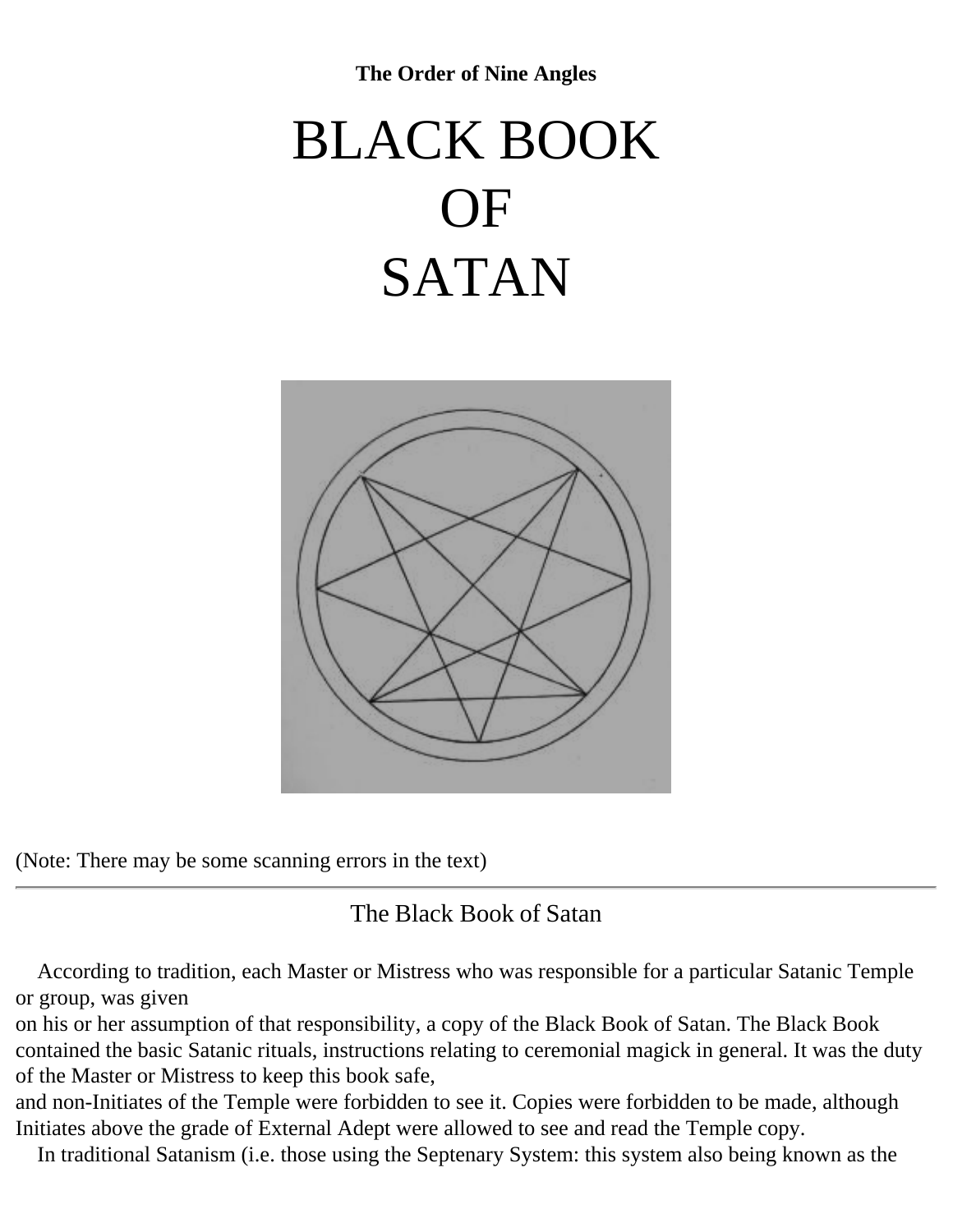**The Order of Nine Angles**

# BLACK BOOK OF SATAN

(Note: There may be some scanning errors in the text)

---

## The Black Book of Satan

According to tradition, each Master or Mistress who was responsible for a particular Satanic Temple or group, was given on his or her assumption of that responsibility, a copy of the Black Book of Satan. The Black Book contained the basic Satanic rituals, instructions relating to ceremonial magick in general. It was the duty of the Master or Mistress to keep this book safe, and non-Initiates of the Temple were forbidden to see it. Copies were forbidden to be made, although Initiates above the grade of External Adept were allowed to see and read the Temple copy.

In traditional Satanism (i.e. those using the Septenary System: this system also being known as the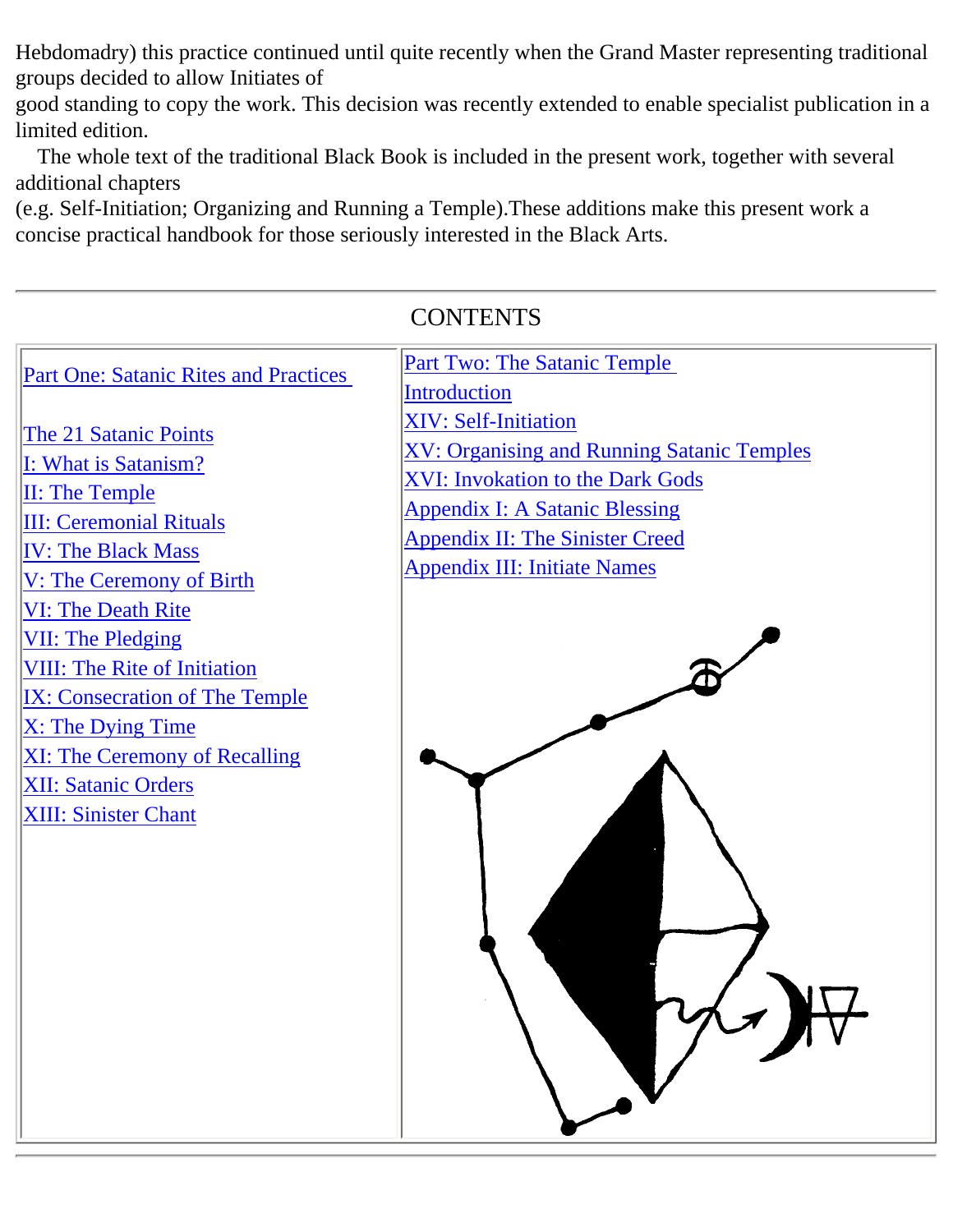Hebdomadry) this practice continued until quite recently when the Grand Master representing traditional groups decided to allow Initiates of good standing to copy the work. This decision was recently extended to enable specialist publication in a limited edition.

The whole text of the traditional Black Book is included in the present work, together with several additional chapters (e.g. Self-Initiation; Organizing and Running a Temple).These additions make this present work a concise practical handbook for those seriously interested in the Black Arts.

---

## CONTENTS

Part One: Satanic Rites and Practices

- The 21 Satanic Points
- I: What is Satanism?
- II: The Temple
- III: Ceremonial Rituals
- IV: The Black Mass
- V: The Ceremony of Birth
- VI: The Death Rite
- VII: The Pledging
- VIII: The Rite of Initiation
- IX: Consecration of The Temple
- X: The Dying Time
- XI: The Ceremony of Recalling
- XII: Satanic Orders
- XIII: Sinister Chant

Part Two: The Satanic Temple

- Introduction
- XIV: Self-Initiation
- XV: Organising and Running Satanic Temples
- XVI: Invokation to the Dark Gods
- Appendix I: A Satanic Blessing
- Appendix II: The Sinister Creed
- Appendix III: Initiate Names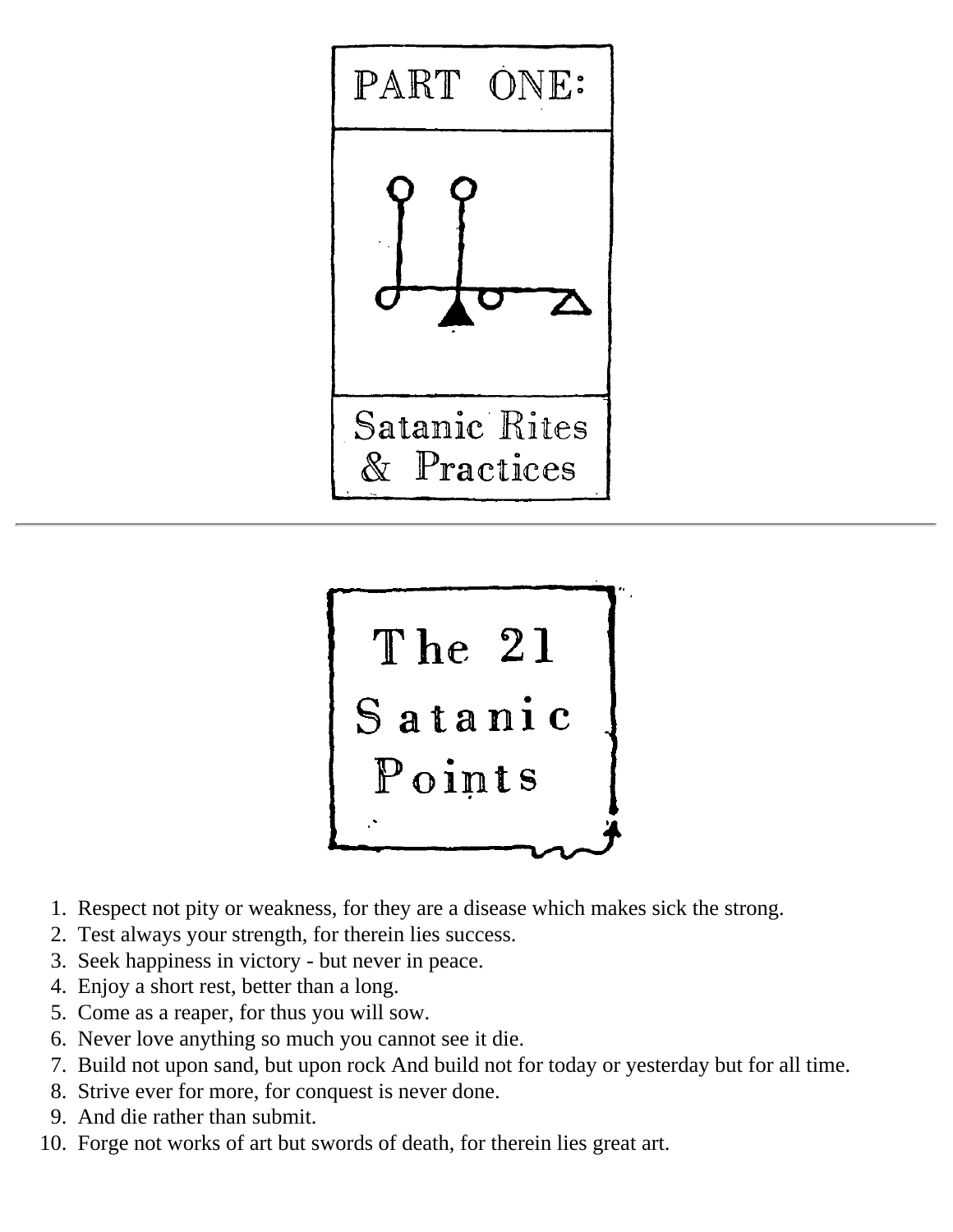# PART ONE:

## Satanic Rites & Practices

---

## The 21 Satanic Points

1. Respect not pity or weakness, for they are a disease which makes sick the strong.
2. Test always your strength, for therein lies success.
3. Seek happiness in victory - but never in peace.
4. Enjoy a short rest, better than a long.
5. Come as a reaper, for thus you will sow.
6. Never love anything so much you cannot see it die.
7. Build not upon sand, but upon rock And build not for today or yesterday but for all time.
8. Strive ever for more, for conquest is never done.
9. And die rather than submit.
10. Forge not works of art but swords of death, for therein lies great art.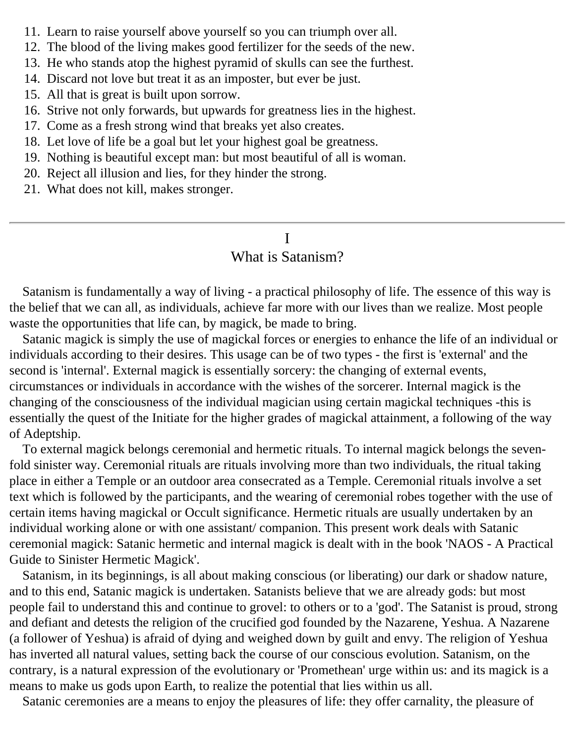11. Learn to raise yourself above yourself so you can triumph over all.
12. The blood of the living makes good fertilizer for the seeds of the new.
13. He who stands atop the highest pyramid of skulls can see the furthest.
14. Discard not love but treat it as an imposter, but ever be just.
15. All that is great is built upon sorrow.
16. Strive not only forwards, but upwards for greatness lies in the highest.
17. Come as a fresh strong wind that breaks yet also creates.
18. Let love of life be a goal but let your highest goal be greatness.
19. Nothing is beautiful except man: but most beautiful of all is woman.
20. Reject all illusion and lies, for they hinder the strong.
21. What does not kill, makes stronger.

---

## I
## What is Satanism?

Satanism is fundamentally a way of living - a practical philosophy of life. The essence of this way is the belief that we can all, as individuals, achieve far more with our lives than we realize. Most people waste the opportunities that life can, by magick, be made to bring.

Satanic magick is simply the use of magickal forces or energies to enhance the life of an individual or individuals according to their desires. This usage can be of two types - the first is 'external' and the second is 'internal'. External magick is essentially sorcery: the changing of external events, circumstances or individuals in accordance with the wishes of the sorcerer. Internal magick is the changing of the consciousness of the individual magician using certain magickal techniques -this is essentially the quest of the Initiate for the higher grades of magickal attainment, a following of the way of Adeptship.

To external magick belongs ceremonial and hermetic rituals. To internal magick belongs the seven-fold sinister way. Ceremonial rituals are rituals involving more than two individuals, the ritual taking place in either a Temple or an outdoor area consecrated as a Temple. Ceremonial rituals involve a set text which is followed by the participants, and the wearing of ceremonial robes together with the use of certain items having magickal or Occult significance. Hermetic rituals are usually undertaken by an individual working alone or with one assistant/ companion. This present work deals with Satanic ceremonial magick: Satanic hermetic and internal magick is dealt with in the book 'NAOS - A Practical Guide to Sinister Hermetic Magick'.

Satanism, in its beginnings, is all about making conscious (or liberating) our dark or shadow nature, and to this end, Satanic magick is undertaken. Satanists believe that we are already gods: but most people fail to understand this and continue to grovel: to others or to a 'god'. The Satanist is proud, strong and defiant and detests the religion of the crucified god founded by the Nazarene, Yeshua. A Nazarene (a follower of Yeshua) is afraid of dying and weighed down by guilt and envy. The religion of Yeshua has inverted all natural values, setting back the course of our conscious evolution. Satanism, on the contrary, is a natural expression of the evolutionary or 'Promethean' urge within us: and its magick is a means to make us gods upon Earth, to realize the potential that lies within us all.

Satanic ceremonies are a means to enjoy the pleasures of life: they offer carnality, the pleasure of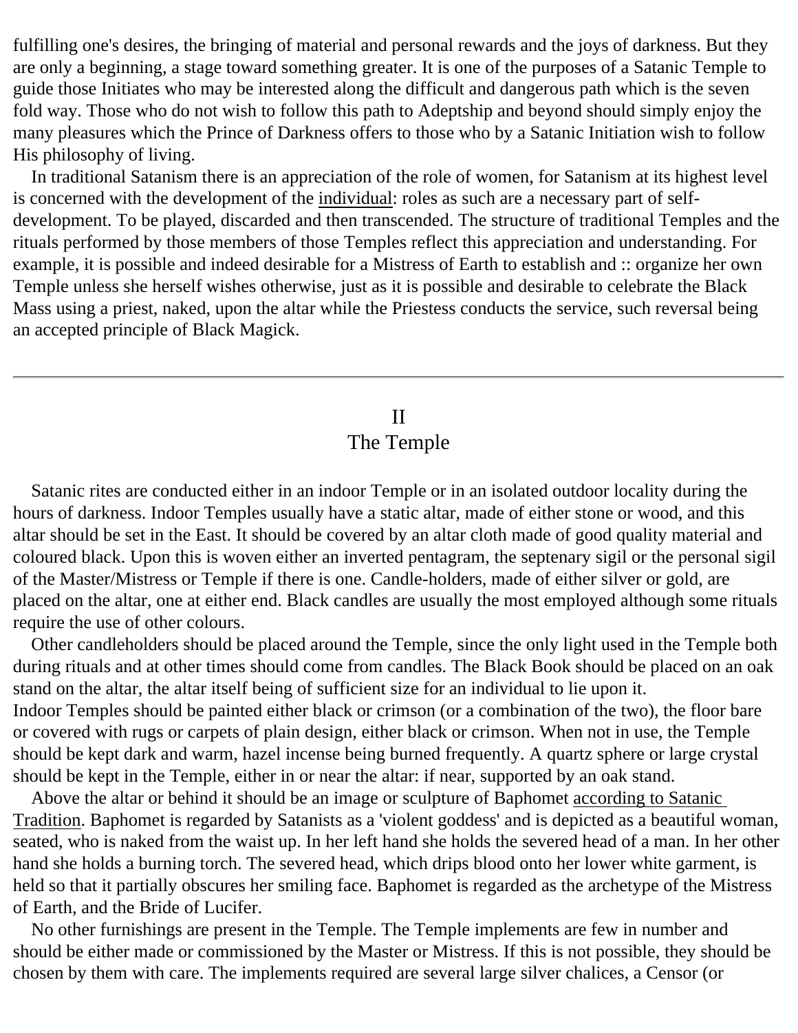fulfilling one's desires, the bringing of material and personal rewards and the joys of darkness. But they are only a beginning, a stage toward something greater. It is one of the purposes of a Satanic Temple to guide those Initiates who may be interested along the difficult and dangerous path which is the seven fold way. Those who do not wish to follow this path to Adeptship and beyond should simply enjoy the many pleasures which the Prince of Darkness offers to those who by a Satanic Initiation wish to follow His philosophy of living.

In traditional Satanism there is an appreciation of the role of women, for Satanism at its highest level is concerned with the development of the individual: roles as such are a necessary part of self-development. To be played, discarded and then transcended. The structure of traditional Temples and the rituals performed by those members of those Temples reflect this appreciation and understanding. For example, it is possible and indeed desirable for a Mistress of Earth to establish and :: organize her own Temple unless she herself wishes otherwise, just as it is possible and desirable to celebrate the Black Mass using a priest, naked, upon the altar while the Priestess conducts the service, such reversal being an accepted principle of Black Magick.

---

## II
## The Temple

Satanic rites are conducted either in an indoor Temple or in an isolated outdoor locality during the hours of darkness. Indoor Temples usually have a static altar, made of either stone or wood, and this altar should be set in the East. It should be covered by an altar cloth made of good quality material and coloured black. Upon this is woven either an inverted pentagram, the septenary sigil or the personal sigil of the Master/Mistress or Temple if there is one. Candle-holders, made of either silver or gold, are placed on the altar, one at either end. Black candles are usually the most employed although some rituals require the use of other colours.

Other candleholders should be placed around the Temple, since the only light used in the Temple both during rituals and at other times should come from candles. The Black Book should be placed on an oak stand on the altar, the altar itself being of sufficient size for an individual to lie upon it.
Indoor Temples should be painted either black or crimson (or a combination of the two), the floor bare or covered with rugs or carpets of plain design, either black or crimson. When not in use, the Temple should be kept dark and warm, hazel incense being burned frequently. A quartz sphere or large crystal should be kept in the Temple, either in or near the altar: if near, supported by an oak stand.

Above the altar or behind it should be an image or sculpture of Baphomet according to Satanic Tradition. Baphomet is regarded by Satanists as a 'violent goddess' and is depicted as a beautiful woman, seated, who is naked from the waist up. In her left hand she holds the severed head of a man. In her other hand she holds a burning torch. The severed head, which drips blood onto her lower white garment, is held so that it partially obscures her smiling face. Baphomet is regarded as the archetype of the Mistress of Earth, and the Bride of Lucifer.

No other furnishings are present in the Temple. The Temple implements are few in number and should be either made or commissioned by the Master or Mistress. If this is not possible, they should be chosen by them with care. The implements required are several large silver chalices, a Censor (or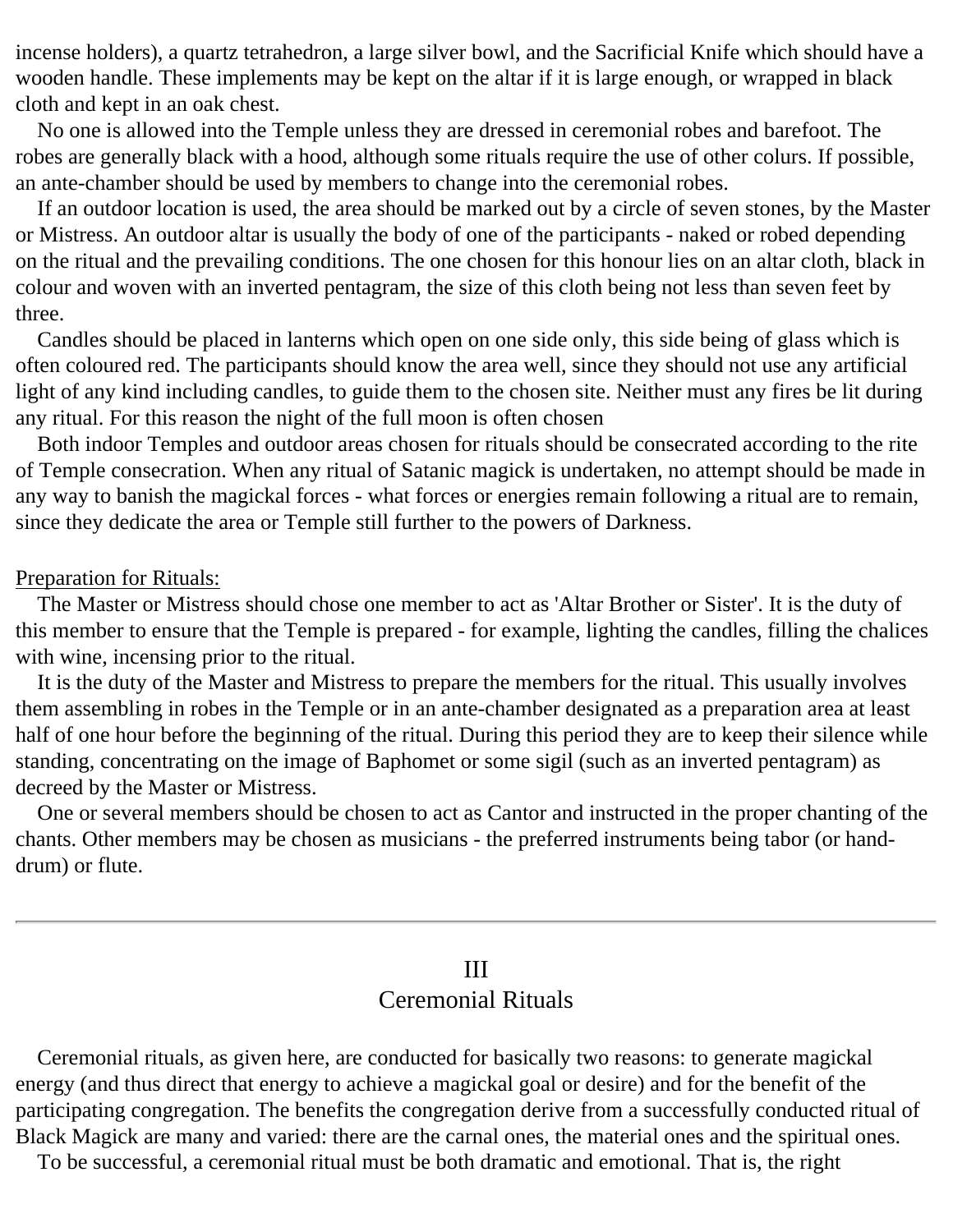incense holders), a quartz tetrahedron, a large silver bowl, and the Sacrificial Knife which should have a wooden handle. These implements may be kept on the altar if it is large enough, or wrapped in black cloth and kept in an oak chest.

No one is allowed into the Temple unless they are dressed in ceremonial robes and barefoot. The robes are generally black with a hood, although some rituals require the use of other colurs. If possible, an ante-chamber should be used by members to change into the ceremonial robes.

If an outdoor location is used, the area should be marked out by a circle of seven stones, by the Master or Mistress. An outdoor altar is usually the body of one of the participants - naked or robed depending on the ritual and the prevailing conditions. The one chosen for this honour lies on an altar cloth, black in colour and woven with an inverted pentagram, the size of this cloth being not less than seven feet by three.

Candles should be placed in lanterns which open on one side only, this side being of glass which is often coloured red. The participants should know the area well, since they should not use any artificial light of any kind including candles, to guide them to the chosen site. Neither must any fires be lit during any ritual. For this reason the night of the full moon is often chosen

Both indoor Temples and outdoor areas chosen for rituals should be consecrated according to the rite of Temple consecration. When any ritual of Satanic magick is undertaken, no attempt should be made in any way to banish the magickal forces - what forces or energies remain following a ritual are to remain, since they dedicate the area or Temple still further to the powers of Darkness.

Preparation for Rituals:

The Master or Mistress should chose one member to act as 'Altar Brother or Sister'. It is the duty of this member to ensure that the Temple is prepared - for example, lighting the candles, filling the chalices with wine, incensing prior to the ritual.

It is the duty of the Master and Mistress to prepare the members for the ritual. This usually involves them assembling in robes in the Temple or in an ante-chamber designated as a preparation area at least half of one hour before the beginning of the ritual. During this period they are to keep their silence while standing, concentrating on the image of Baphomet or some sigil (such as an inverted pentagram) as decreed by the Master or Mistress.

One or several members should be chosen to act as Cantor and instructed in the proper chanting of the chants. Other members may be chosen as musicians - the preferred instruments being tabor (or hand-drum) or flute.

---

## III
## Ceremonial Rituals

Ceremonial rituals, as given here, are conducted for basically two reasons: to generate magickal energy (and thus direct that energy to achieve a magickal goal or desire) and for the benefit of the participating congregation. The benefits the congregation derive from a successfully conducted ritual of Black Magick are many and varied: there are the carnal ones, the material ones and the spiritual ones.

To be successful, a ceremonial ritual must be both dramatic and emotional. That is, the right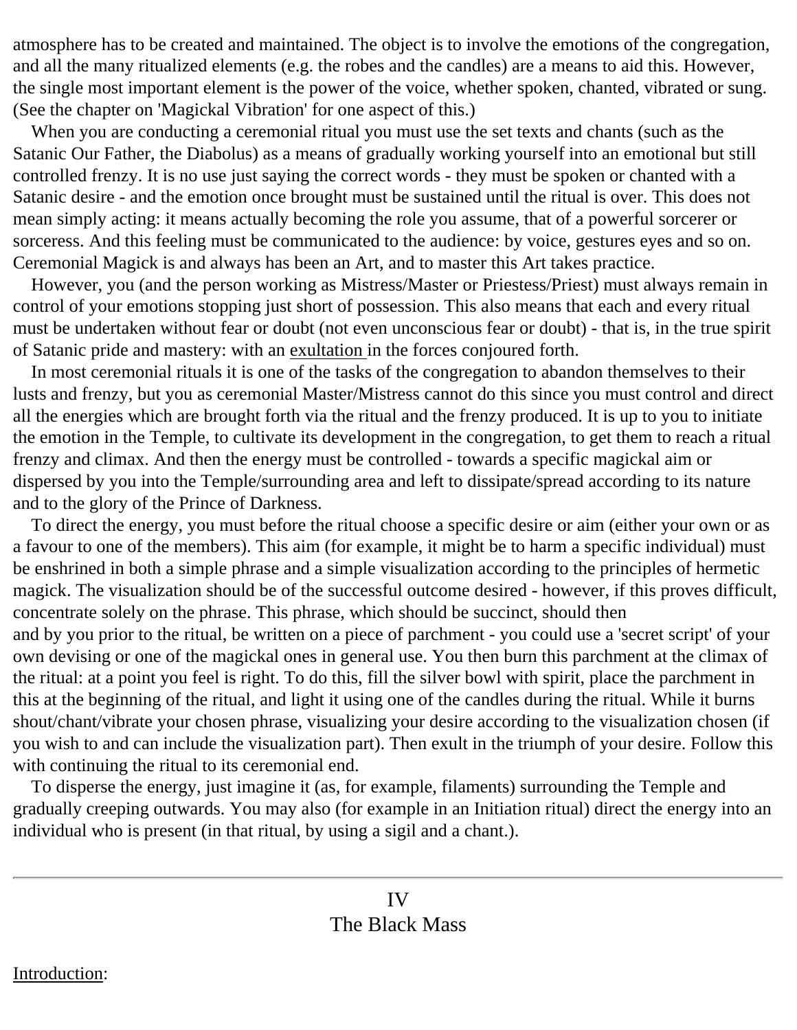atmosphere has to be created and maintained. The object is to involve the emotions of the congregation, and all the many ritualized elements (e.g. the robes and the candles) are a means to aid this. However, the single most important element is the power of the voice, whether spoken, chanted, vibrated or sung. (See the chapter on 'Magickal Vibration' for one aspect of this.)

When you are conducting a ceremonial ritual you must use the set texts and chants (such as the Satanic Our Father, the Diabolus) as a means of gradually working yourself into an emotional but still controlled frenzy. It is no use just saying the correct words - they must be spoken or chanted with a Satanic desire - and the emotion once brought must be sustained until the ritual is over. This does not mean simply acting: it means actually becoming the role you assume, that of a powerful sorcerer or sorceress. And this feeling must be communicated to the audience: by voice, gestures eyes and so on. Ceremonial Magick is and always has been an Art, and to master this Art takes practice.

However, you (and the person working as Mistress/Master or Priestess/Priest) must always remain in control of your emotions stopping just short of possession. This also means that each and every ritual must be undertaken without fear or doubt (not even unconscious fear or doubt) - that is, in the true spirit of Satanic pride and mastery: with an exultation in the forces conjoured forth.

In most ceremonial rituals it is one of the tasks of the congregation to abandon themselves to their lusts and frenzy, but you as ceremonial Master/Mistress cannot do this since you must control and direct all the energies which are brought forth via the ritual and the frenzy produced. It is up to you to initiate the emotion in the Temple, to cultivate its development in the congregation, to get them to reach a ritual frenzy and climax. And then the energy must be controlled - towards a specific magickal aim or dispersed by you into the Temple/surrounding area and left to dissipate/spread according to its nature and to the glory of the Prince of Darkness.

To direct the energy, you must before the ritual choose a specific desire or aim (either your own or as a favour to one of the members). This aim (for example, it might be to harm a specific individual) must be enshrined in both a simple phrase and a simple visualization according to the principles of hermetic magick. The visualization should be of the successful outcome desired - however, if this proves difficult, concentrate solely on the phrase. This phrase, which should be succinct, should then and by you prior to the ritual, be written on a piece of parchment - you could use a 'secret script' of your own devising or one of the magickal ones in general use. You then burn this parchment at the climax of the ritual: at a point you feel is right. To do this, fill the silver bowl with spirit, place the parchment in this at the beginning of the ritual, and light it using one of the candles during the ritual. While it burns shout/chant/vibrate your chosen phrase, visualizing your desire according to the visualization chosen (if you wish to and can include the visualization part). Then exult in the triumph of your desire. Follow this with continuing the ritual to its ceremonial end.

To disperse the energy, just imagine it (as, for example, filaments) surrounding the Temple and gradually creeping outwards. You may also (for example in an Initiation ritual) direct the energy into an individual who is present (in that ritual, by using a sigil and a chant.).

---

## IV
## The Black Mass

Introduction: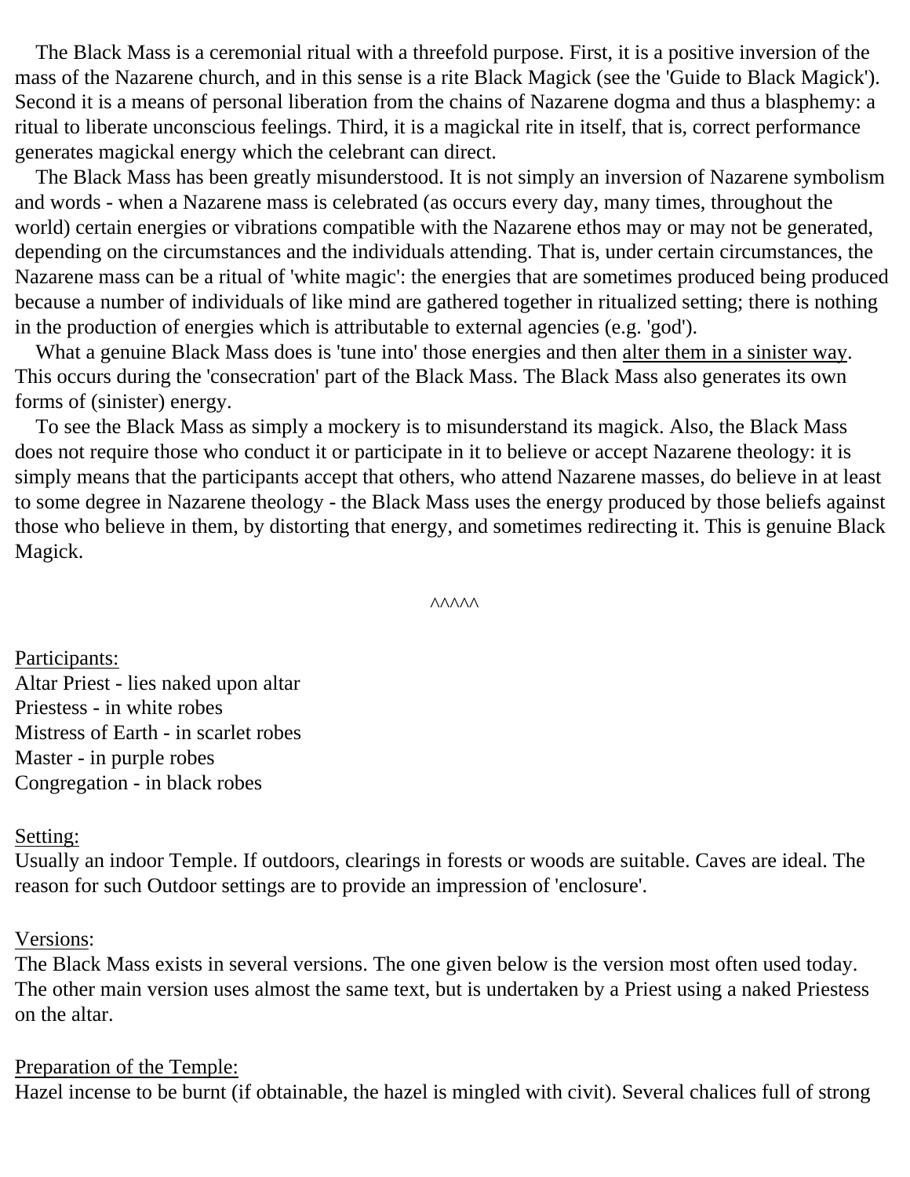The Black Mass is a ceremonial ritual with a threefold purpose. First, it is a positive inversion of the mass of the Nazarene church, and in this sense is a rite Black Magick (see the 'Guide to Black Magick'). Second it is a means of personal liberation from the chains of Nazarene dogma and thus a blasphemy: a ritual to liberate unconscious feelings. Third, it is a magickal rite in itself, that is, correct performance generates magickal energy which the celebrant can direct.

The Black Mass has been greatly misunderstood. It is not simply an inversion of Nazarene symbolism and words - when a Nazarene mass is celebrated (as occurs every day, many times, throughout the world) certain energies or vibrations compatible with the Nazarene ethos may or may not be generated, depending on the circumstances and the individuals attending. That is, under certain circumstances, the Nazarene mass can be a ritual of 'white magic': the energies that are sometimes produced being produced because a number of individuals of like mind are gathered together in ritualized setting; there is nothing in the production of energies which is attributable to external agencies (e.g. 'god').

What a genuine Black Mass does is 'tune into' those energies and then <u>alter them in a sinister way</u>. This occurs during the 'consecration' part of the Black Mass. The Black Mass also generates its own forms of (sinister) energy.

To see the Black Mass as simply a mockery is to misunderstand its magick. Also, the Black Mass does not require those who conduct it or participate in it to believe or accept Nazarene theology: it is simply means that the participants accept that others, who attend Nazarene masses, do believe in at least to some degree in Nazarene theology - the Black Mass uses the energy produced by those beliefs against those who believe in them, by distorting that energy, and sometimes redirecting it. This is genuine Black Magick.

^^^^^

<u>Participants:</u>
Altar Priest - lies naked upon altar
Priestess - in white robes
Mistress of Earth - in scarlet robes
Master - in purple robes
Congregation - in black robes

<u>Setting:</u>
Usually an indoor Temple. If outdoors, clearings in forests or woods are suitable. Caves are ideal. The reason for such Outdoor settings are to provide an impression of 'enclosure'.

<u>Versions</u>:
The Black Mass exists in several versions. The one given below is the version most often used today. The other main version uses almost the same text, but is undertaken by a Priest using a naked Priestess on the altar.

<u>Preparation of the Temple:</u>
Hazel incense to be burnt (if obtainable, the hazel is mingled with civit). Several chalices full of strong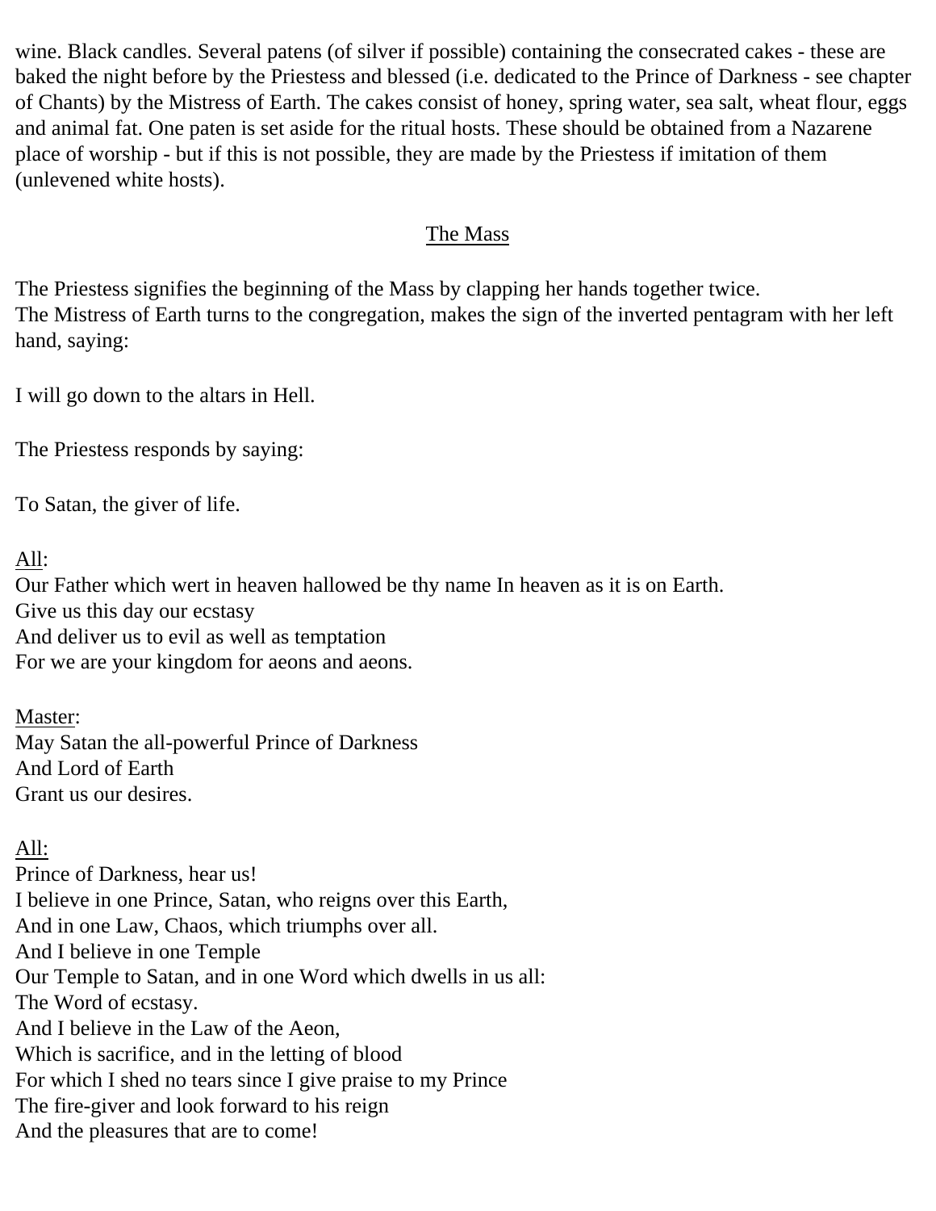wine. Black candles. Several patens (of silver if possible) containing the consecrated cakes - these are baked the night before by the Priestess and blessed (i.e. dedicated to the Prince of Darkness - see chapter of Chants) by the Mistress of Earth. The cakes consist of honey, spring water, sea salt, wheat flour, eggs and animal fat. One paten is set aside for the ritual hosts. These should be obtained from a Nazarene place of worship - but if this is not possible, they are made by the Priestess if imitation of them (unlevened white hosts).

## The Mass

The Priestess signifies the beginning of the Mass by clapping her hands together twice.
The Mistress of Earth turns to the congregation, makes the sign of the inverted pentagram with her left hand, saying:

I will go down to the altars in Hell.

The Priestess responds by saying:

To Satan, the giver of life.

All:
Our Father which wert in heaven hallowed be thy name In heaven as it is on Earth.
Give us this day our ecstasy
And deliver us to evil as well as temptation
For we are your kingdom for aeons and aeons.

Master:
May Satan the all-powerful Prince of Darkness
And Lord of Earth
Grant us our desires.

All:
Prince of Darkness, hear us!
I believe in one Prince, Satan, who reigns over this Earth,
And in one Law, Chaos, which triumphs over all.
And I believe in one Temple
Our Temple to Satan, and in one Word which dwells in us all:
The Word of ecstasy.
And I believe in the Law of the Aeon,
Which is sacrifice, and in the letting of blood
For which I shed no tears since I give praise to my Prince
The fire-giver and look forward to his reign
And the pleasures that are to come!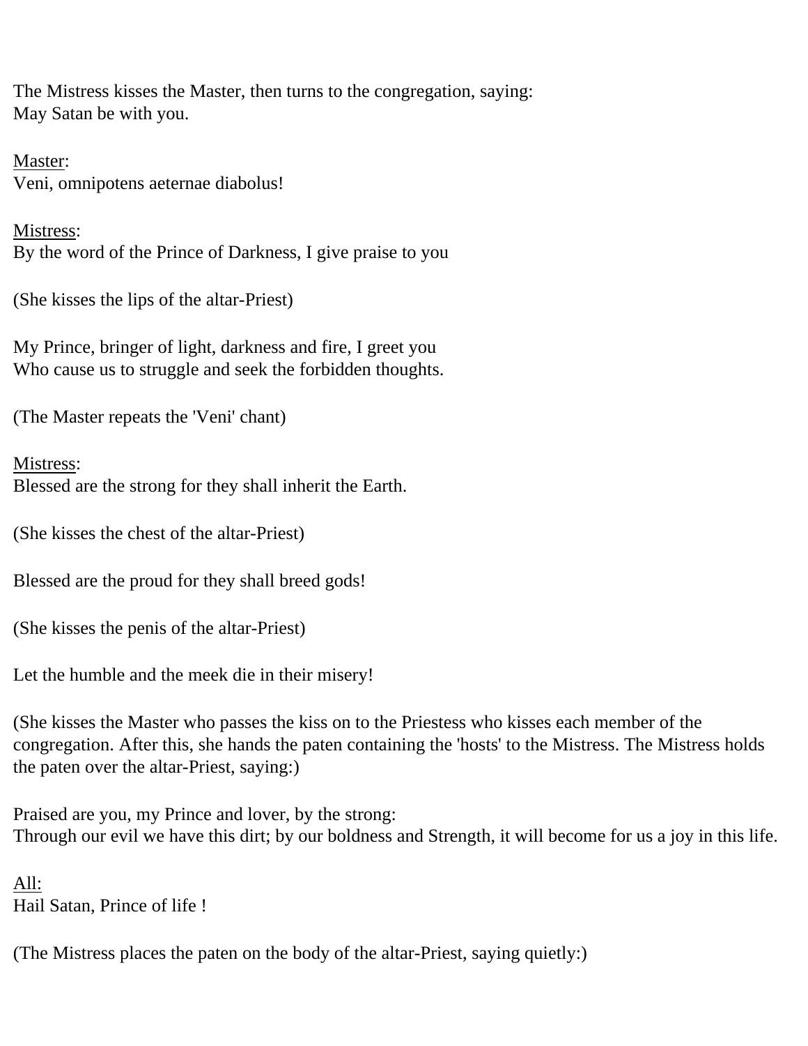The Mistress kisses the Master, then turns to the congregation, saying:
May Satan be with you.

Master:
Veni, omnipotens aeternae diabolus!

Mistress:
By the word of the Prince of Darkness, I give praise to you

(She kisses the lips of the altar-Priest)

My Prince, bringer of light, darkness and fire, I greet you
Who cause us to struggle and seek the forbidden thoughts.

(The Master repeats the 'Veni' chant)

Mistress:
Blessed are the strong for they shall inherit the Earth.

(She kisses the chest of the altar-Priest)

Blessed are the proud for they shall breed gods!

(She kisses the penis of the altar-Priest)

Let the humble and the meek die in their misery!

(She kisses the Master who passes the kiss on to the Priestess who kisses each member of the congregation. After this, she hands the paten containing the 'hosts' to the Mistress. The Mistress holds the paten over the altar-Priest, saying:)

Praised are you, my Prince and lover, by the strong:
Through our evil we have this dirt; by our boldness and Strength, it will become for us a joy in this life.

All:
Hail Satan, Prince of life !

(The Mistress places the paten on the body of the altar-Priest, saying quietly:)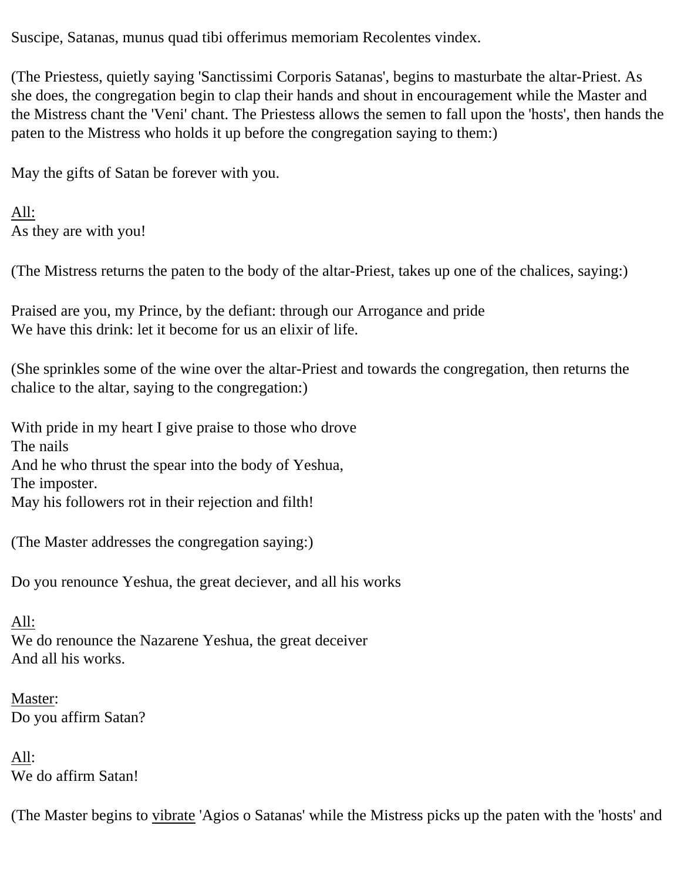Suscipe, Satanas, munus quad tibi offerimus memoriam Recolentes vindex.

(The Priestess, quietly saying 'Sanctissimi Corporis Satanas', begins to masturbate the altar-Priest. As she does, the congregation begin to clap their hands and shout in encouragement while the Master and the Mistress chant the 'Veni' chant. The Priestess allows the semen to fall upon the 'hosts', then hands the paten to the Mistress who holds it up before the congregation saying to them:)

May the gifts of Satan be forever with you.

<u>All:</u>
As they are with you!

(The Mistress returns the paten to the body of the altar-Priest, takes up one of the chalices, saying:)

Praised are you, my Prince, by the defiant: through our Arrogance and pride
We have this drink: let it become for us an elixir of life.

(She sprinkles some of the wine over the altar-Priest and towards the congregation, then returns the chalice to the altar, saying to the congregation:)

With pride in my heart I give praise to those who drove
The nails
And he who thrust the spear into the body of Yeshua,
The imposter.
May his followers rot in their rejection and filth!

(The Master addresses the congregation saying:)

Do you renounce Yeshua, the great deciever, and all his works

<u>All:</u>
We do renounce the Nazarene Yeshua, the great deceiver
And all his works.

<u>Master</u>:
Do you affirm Satan?

<u>All</u>:
We do affirm Satan!

(The Master begins to <u>vibrate</u> 'Agios o Satanas' while the Mistress picks up the paten with the 'hosts' and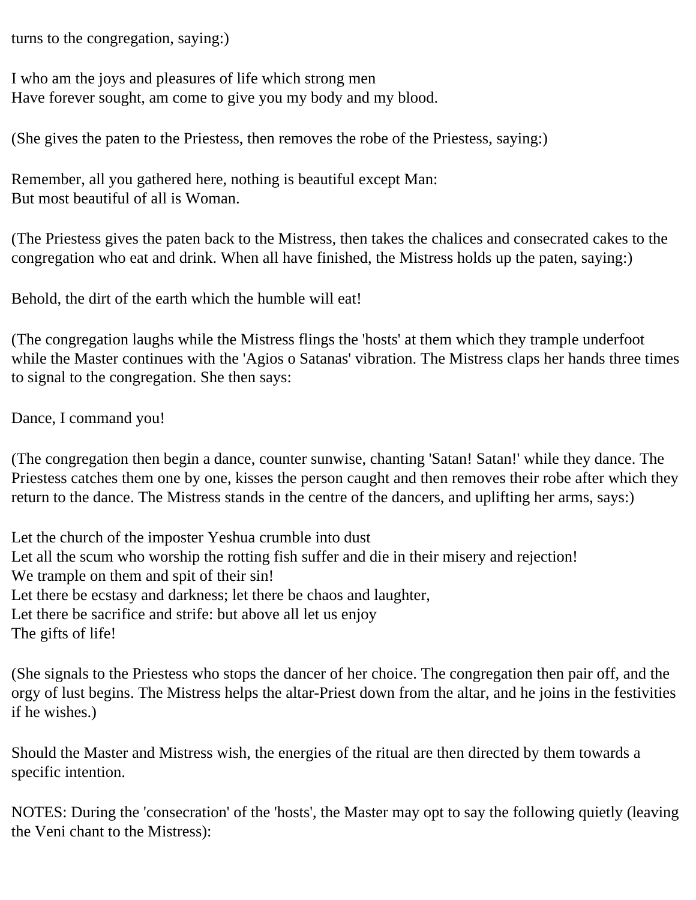turns to the congregation, saying:)

I who am the joys and pleasures of life which strong men
Have forever sought, am come to give you my body and my blood.

(She gives the paten to the Priestess, then removes the robe of the Priestess, saying:)

Remember, all you gathered here, nothing is beautiful except Man:
But most beautiful of all is Woman.

(The Priestess gives the paten back to the Mistress, then takes the chalices and consecrated cakes to the congregation who eat and drink. When all have finished, the Mistress holds up the paten, saying:)

Behold, the dirt of the earth which the humble will eat!

(The congregation laughs while the Mistress flings the 'hosts' at them which they trample underfoot while the Master continues with the 'Agios o Satanas' vibration. The Mistress claps her hands three times to signal to the congregation. She then says:

Dance, I command you!

(The congregation then begin a dance, counter sunwise, chanting 'Satan! Satan!' while they dance. The Priestess catches them one by one, kisses the person caught and then removes their robe after which they return to the dance. The Mistress stands in the centre of the dancers, and uplifting her arms, says:)

Let the church of the imposter Yeshua crumble into dust
Let all the scum who worship the rotting fish suffer and die in their misery and rejection!
We trample on them and spit of their sin!
Let there be ecstasy and darkness; let there be chaos and laughter,
Let there be sacrifice and strife: but above all let us enjoy
The gifts of life!

(She signals to the Priestess who stops the dancer of her choice. The congregation then pair off, and the orgy of lust begins. The Mistress helps the altar-Priest down from the altar, and he joins in the festivities if he wishes.)

Should the Master and Mistress wish, the energies of the ritual are then directed by them towards a specific intention.

NOTES: During the 'consecration' of the 'hosts', the Master may opt to say the following quietly (leaving the Veni chant to the Mistress):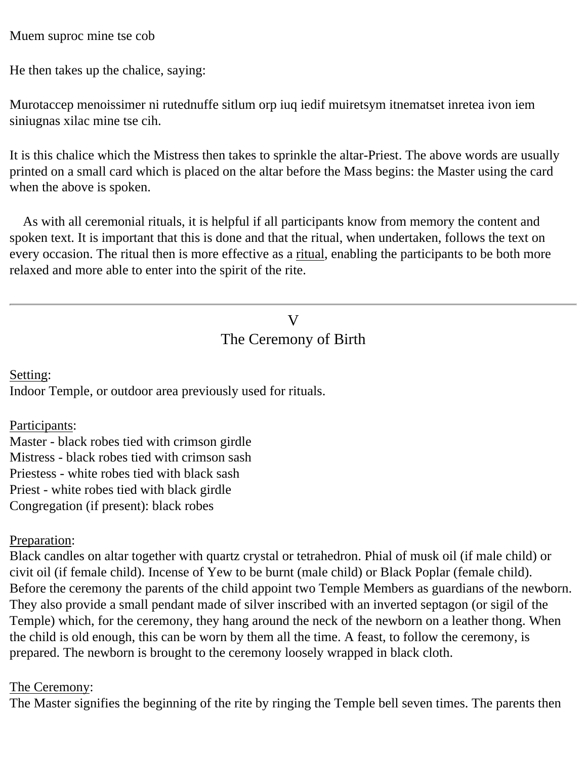Muem suproc mine tse cob

He then takes up the chalice, saying:

Murotaccep menoissimer ni rutednuffe sitlum orp iuq iedif muiretsym itnematset inretea ivon iem siniugnas xilac mine tse cih.

It is this chalice which the Mistress then takes to sprinkle the altar-Priest. The above words are usually printed on a small card which is placed on the altar before the Mass begins: the Master using the card when the above is spoken.

As with all ceremonial rituals, it is helpful if all participants know from memory the content and spoken text. It is important that this is done and that the ritual, when undertaken, follows the text on every occasion. The ritual then is more effective as a ritual, enabling the participants to be both more relaxed and more able to enter into the spirit of the rite.

---

## V
## The Ceremony of Birth

Setting:
Indoor Temple, or outdoor area previously used for rituals.

Participants:
Master - black robes tied with crimson girdle
Mistress - black robes tied with crimson sash
Priestess - white robes tied with black sash
Priest - white robes tied with black girdle
Congregation (if present): black robes

Preparation:
Black candles on altar together with quartz crystal or tetrahedron. Phial of musk oil (if male child) or civit oil (if female child). Incense of Yew to be burnt (male child) or Black Poplar (female child). Before the ceremony the parents of the child appoint two Temple Members as guardians of the newborn. They also provide a small pendant made of silver inscribed with an inverted septagon (or sigil of the Temple) which, for the ceremony, they hang around the neck of the newborn on a leather thong. When the child is old enough, this can be worn by them all the time. A feast, to follow the ceremony, is prepared. The newborn is brought to the ceremony loosely wrapped in black cloth.

The Ceremony:
The Master signifies the beginning of the rite by ringing the Temple bell seven times. The parents then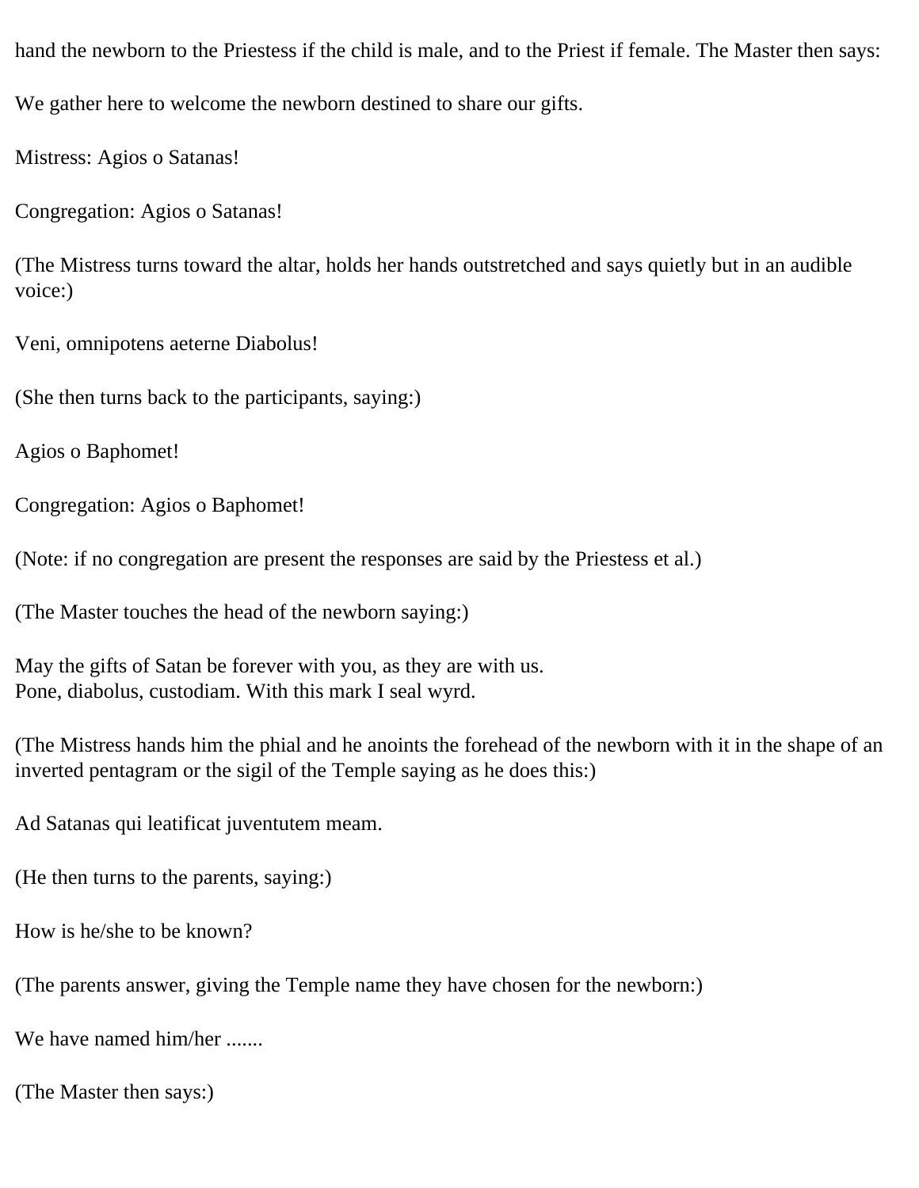hand the newborn to the Priestess if the child is male, and to the Priest if female. The Master then says:

We gather here to welcome the newborn destined to share our gifts.

Mistress: Agios o Satanas!

Congregation: Agios o Satanas!

(The Mistress turns toward the altar, holds her hands outstretched and says quietly but in an audible voice:)

Veni, omnipotens aeterne Diabolus!

(She then turns back to the participants, saying:)

Agios o Baphomet!

Congregation: Agios o Baphomet!

(Note: if no congregation are present the responses are said by the Priestess et al.)

(The Master touches the head of the newborn saying:)

May the gifts of Satan be forever with you, as they are with us.
Pone, diabolus, custodiam. With this mark I seal wyrd.

(The Mistress hands him the phial and he anoints the forehead of the newborn with it in the shape of an inverted pentagram or the sigil of the Temple saying as he does this:)

Ad Satanas qui leatificat juventutem meam.

(He then turns to the parents, saying:)

How is he/she to be known?

(The parents answer, giving the Temple name they have chosen for the newborn:)

We have named him/her .......

(The Master then says:)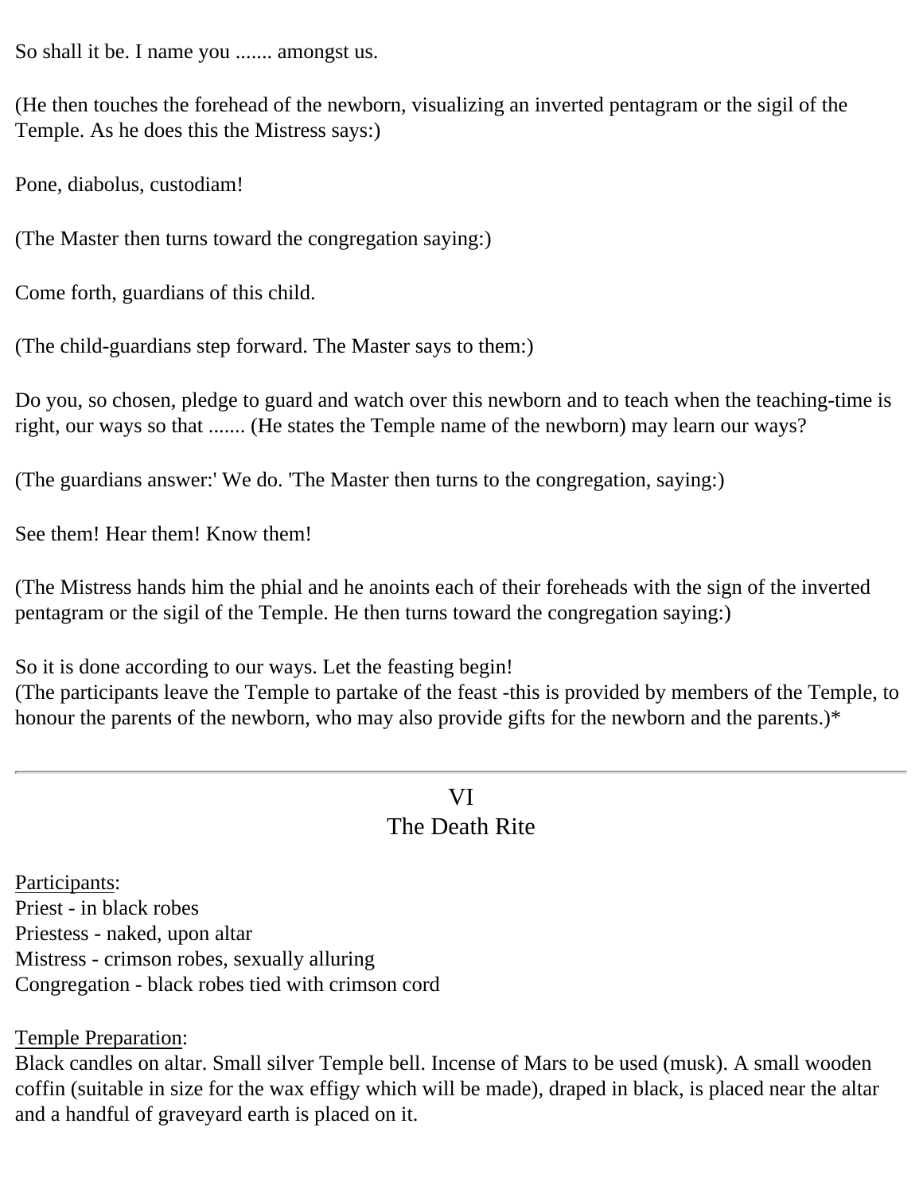So shall it be. I name you ....... amongst us.

(He then touches the forehead of the newborn, visualizing an inverted pentagram or the sigil of the Temple. As he does this the Mistress says:)

Pone, diabolus, custodiam!

(The Master then turns toward the congregation saying:)

Come forth, guardians of this child.

(The child-guardians step forward. The Master says to them:)

Do you, so chosen, pledge to guard and watch over this newborn and to teach when the teaching-time is right, our ways so that ....... (He states the Temple name of the newborn) may learn our ways?

(The guardians answer:' We do. 'The Master then turns to the congregation, saying:)

See them! Hear them! Know them!

(The Mistress hands him the phial and he anoints each of their foreheads with the sign of the inverted pentagram or the sigil of the Temple. He then turns toward the congregation saying:)

So it is done according to our ways. Let the feasting begin!
(The participants leave the Temple to partake of the feast -this is provided by members of the Temple, to honour the parents of the newborn, who may also provide gifts for the newborn and the parents.)*

---

## VI
## The Death Rite

Participants:
Priest - in black robes
Priestess - naked, upon altar
Mistress - crimson robes, sexually alluring
Congregation - black robes tied with crimson cord

Temple Preparation:
Black candles on altar. Small silver Temple bell. Incense of Mars to be used (musk). A small wooden coffin (suitable in size for the wax effigy which will be made), draped in black, is placed near the altar and a handful of graveyard earth is placed on it.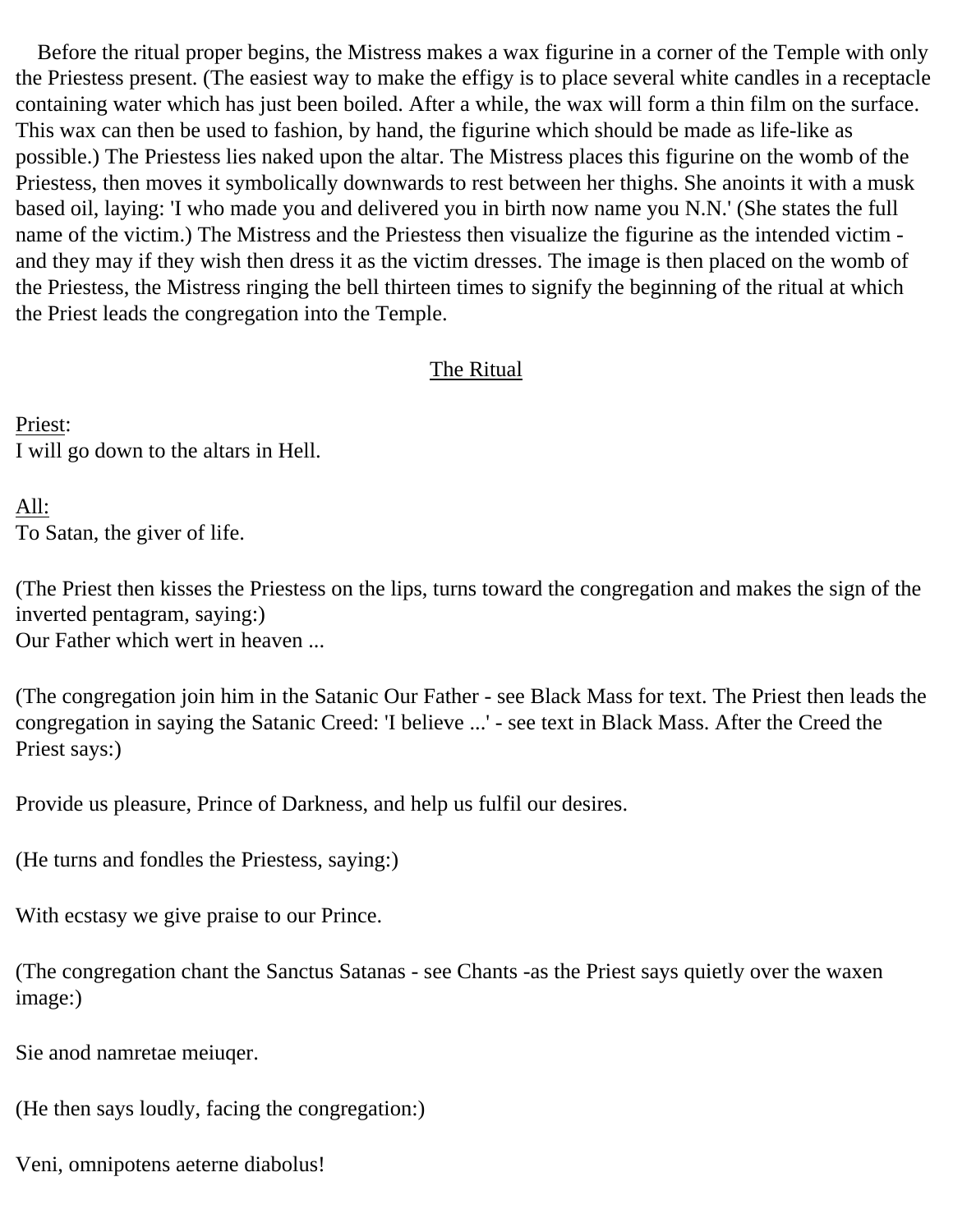Before the ritual proper begins, the Mistress makes a wax figurine in a corner of the Temple with only the Priestess present. (The easiest way to make the effigy is to place several white candles in a receptacle containing water which has just been boiled. After a while, the wax will form a thin film on the surface. This wax can then be used to fashion, by hand, the figurine which should be made as life-like as possible.) The Priestess lies naked upon the altar. The Mistress places this figurine on the womb of the Priestess, then moves it symbolically downwards to rest between her thighs. She anoints it with a musk based oil, laying: 'I who made you and delivered you in birth now name you N.N.' (She states the full name of the victim.) The Mistress and the Priestess then visualize the figurine as the intended victim - and they may if they wish then dress it as the victim dresses. The image is then placed on the womb of the Priestess, the Mistress ringing the bell thirteen times to signify the beginning of the ritual at which the Priest leads the congregation into the Temple.

## The Ritual

Priest:
I will go down to the altars in Hell.

All:
To Satan, the giver of life.

(The Priest then kisses the Priestess on the lips, turns toward the congregation and makes the sign of the inverted pentagram, saying:)
Our Father which wert in heaven ...

(The congregation join him in the Satanic Our Father - see Black Mass for text. The Priest then leads the congregation in saying the Satanic Creed: 'I believe ...' - see text in Black Mass. After the Creed the Priest says:)

Provide us pleasure, Prince of Darkness, and help us fulfil our desires.

(He turns and fondles the Priestess, saying:)

With ecstasy we give praise to our Prince.

(The congregation chant the Sanctus Satanas - see Chants -as the Priest says quietly over the waxen image:)

Sie anod namretae meiuqer.

(He then says loudly, facing the congregation:)

Veni, omnipotens aeterne diabolus!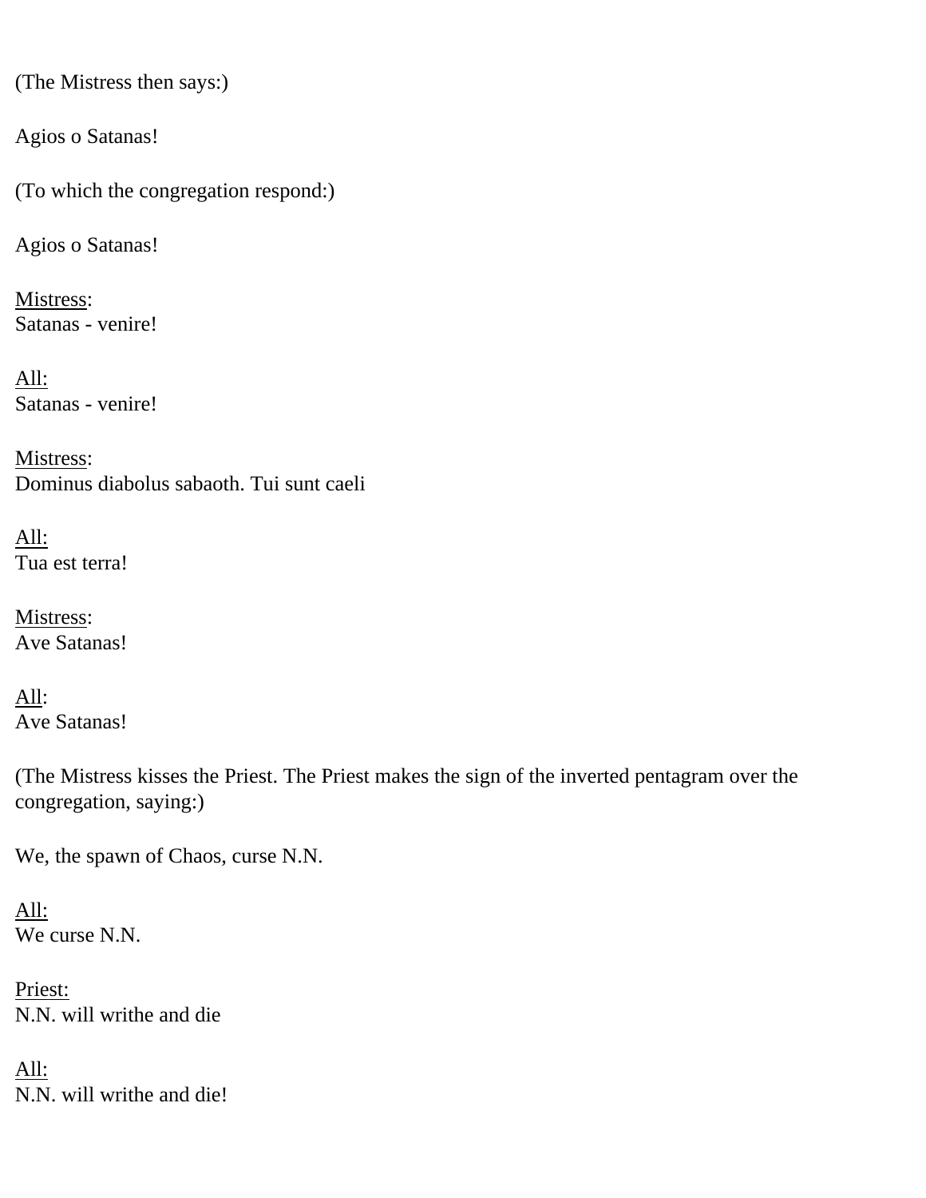(The Mistress then says:)

Agios o Satanas!

(To which the congregation respond:)

Agios o Satanas!

Mistress:
Satanas - venire!

All:
Satanas - venire!

Mistress:
Dominus diabolus sabaoth. Tui sunt caeli

All:
Tua est terra!

Mistress:
Ave Satanas!

All:
Ave Satanas!

(The Mistress kisses the Priest. The Priest makes the sign of the inverted pentagram over the congregation, saying:)

We, the spawn of Chaos, curse N.N.

All:
We curse N.N.

Priest:
N.N. will writhe and die

All:
N.N. will writhe and die!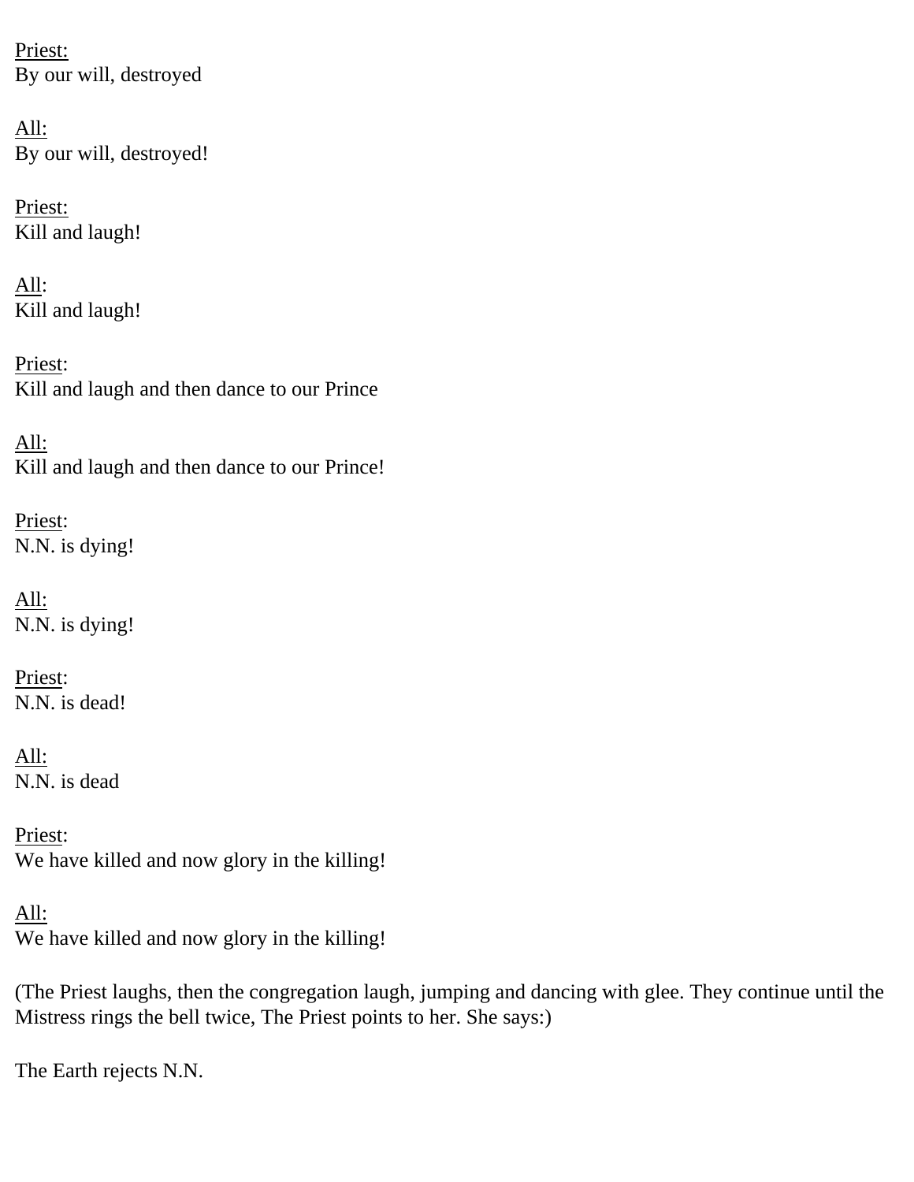Priest:
By our will, destroyed

All:
By our will, destroyed!

Priest:
Kill and laugh!

All:
Kill and laugh!

Priest:
Kill and laugh and then dance to our Prince

All:
Kill and laugh and then dance to our Prince!

Priest:
N.N. is dying!

All:
N.N. is dying!

Priest:
N.N. is dead!

All:
N.N. is dead

Priest:
We have killed and now glory in the killing!

All:
We have killed and now glory in the killing!

(The Priest laughs, then the congregation laugh, jumping and dancing with glee. They continue until the Mistress rings the bell twice, The Priest points to her. She says:)

The Earth rejects N.N.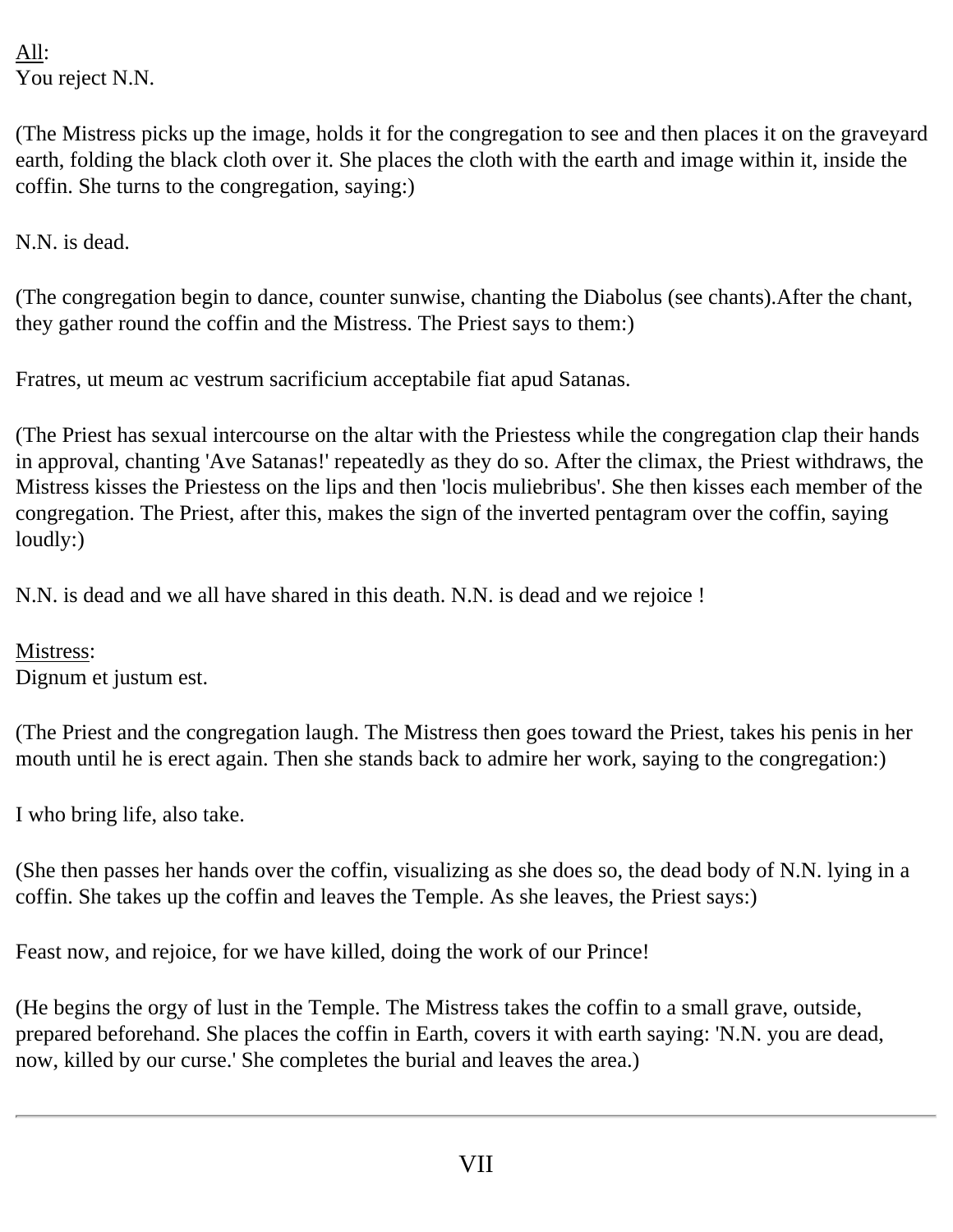All:
You reject N.N.

(The Mistress picks up the image, holds it for the congregation to see and then places it on the graveyard earth, folding the black cloth over it. She places the cloth with the earth and image within it, inside the coffin. She turns to the congregation, saying:)

N.N. is dead.

(The congregation begin to dance, counter sunwise, chanting the Diabolus (see chants).After the chant, they gather round the coffin and the Mistress. The Priest says to them:)

Fratres, ut meum ac vestrum sacrificium acceptabile fiat apud Satanas.

(The Priest has sexual intercourse on the altar with the Priestess while the congregation clap their hands in approval, chanting 'Ave Satanas!' repeatedly as they do so. After the climax, the Priest withdraws, the Mistress kisses the Priestess on the lips and then 'locis muliebribus'. She then kisses each member of the congregation. The Priest, after this, makes the sign of the inverted pentagram over the coffin, saying loudly:)

N.N. is dead and we all have shared in this death. N.N. is dead and we rejoice !

Mistress:
Dignum et justum est.

(The Priest and the congregation laugh. The Mistress then goes toward the Priest, takes his penis in her mouth until he is erect again. Then she stands back to admire her work, saying to the congregation:)

I who bring life, also take.

(She then passes her hands over the coffin, visualizing as she does so, the dead body of N.N. lying in a coffin. She takes up the coffin and leaves the Temple. As she leaves, the Priest says:)

Feast now, and rejoice, for we have killed, doing the work of our Prince!

(He begins the orgy of lust in the Temple. The Mistress takes the coffin to a small grave, outside, prepared beforehand. She places the coffin in Earth, covers it with earth saying: 'N.N. you are dead, now, killed by our curse.' She completes the burial and leaves the area.)

---

## VII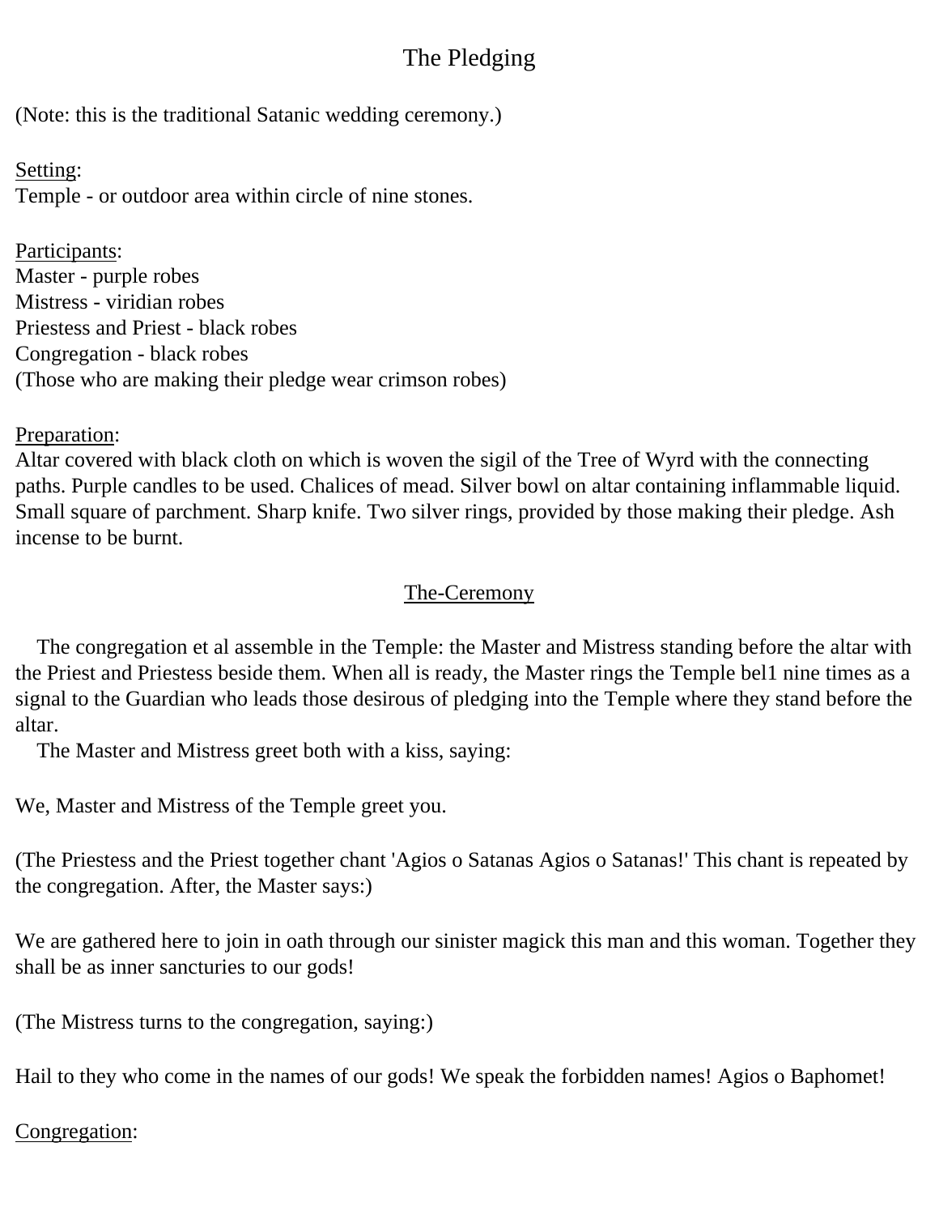# The Pledging

(Note: this is the traditional Satanic wedding ceremony.)

Setting:
Temple - or outdoor area within circle of nine stones.

Participants:
Master - purple robes
Mistress - viridian robes
Priestess and Priest - black robes
Congregation - black robes
(Those who are making their pledge wear crimson robes)

Preparation:
Altar covered with black cloth on which is woven the sigil of the Tree of Wyrd with the connecting paths. Purple candles to be used. Chalices of mead. Silver bowl on altar containing inflammable liquid. Small square of parchment. Sharp knife. Two silver rings, provided by those making their pledge. Ash incense to be burnt.

## The-Ceremony

The congregation et al assemble in the Temple: the Master and Mistress standing before the altar with the Priest and Priestess beside them. When all is ready, the Master rings the Temple bel1 nine times as a signal to the Guardian who leads those desirous of pledging into the Temple where they stand before the altar.

The Master and Mistress greet both with a kiss, saying:

We, Master and Mistress of the Temple greet you.

(The Priestess and the Priest together chant 'Agios o Satanas Agios o Satanas!' This chant is repeated by the congregation. After, the Master says:)

We are gathered here to join in oath through our sinister magick this man and this woman. Together they shall be as inner sancturies to our gods!

(The Mistress turns to the congregation, saying:)

Hail to they who come in the names of our gods! We speak the forbidden names! Agios o Baphomet!

Congregation: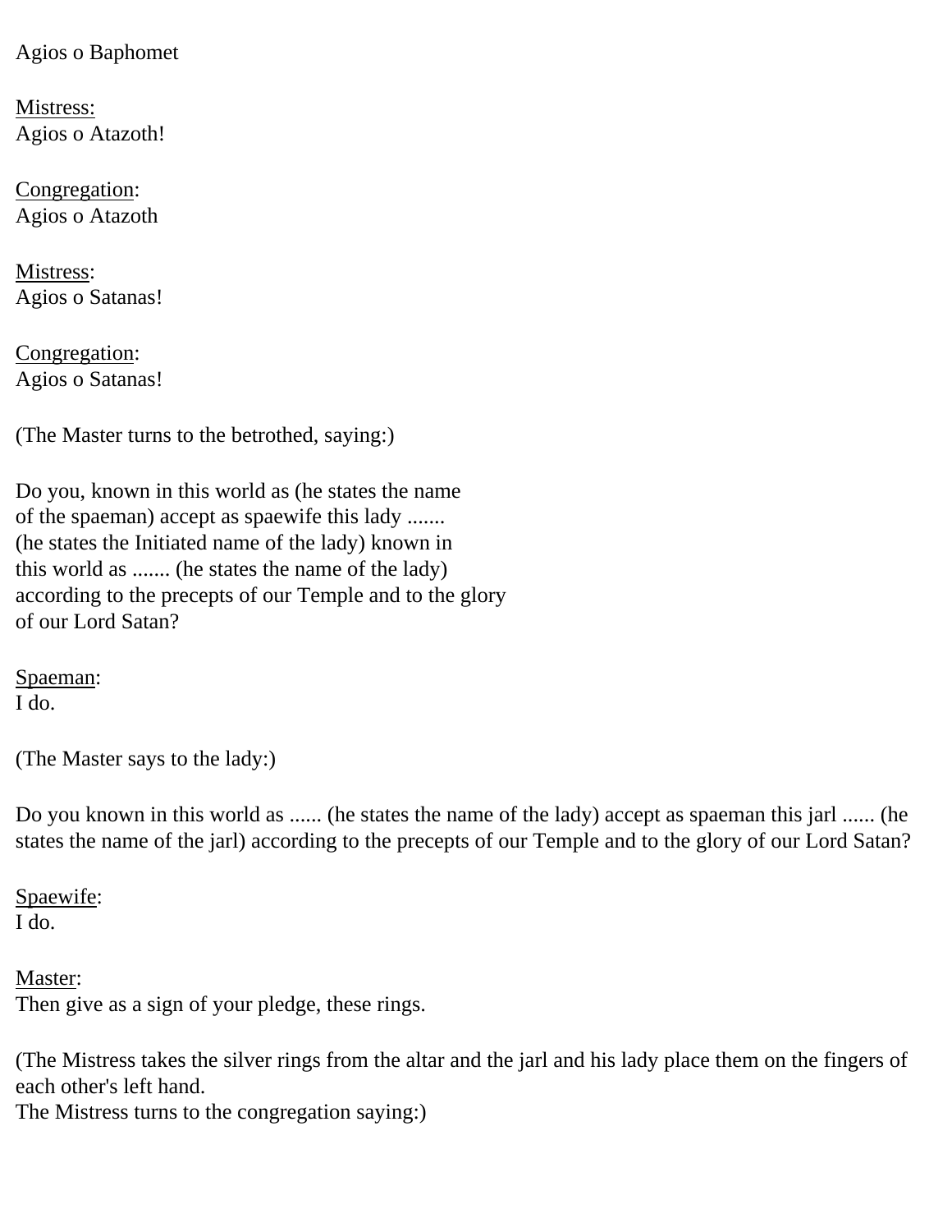Agios o Baphomet

<u>Mistress:</u>
Agios o Atazoth!

<u>Congregation</u>:
Agios o Atazoth

<u>Mistress</u>:
Agios o Satanas!

<u>Congregation</u>:
Agios o Satanas!

(The Master turns to the betrothed, saying:)

Do you, known in this world as (he states the name of the spaeman) accept as spaewife this lady ....... (he states the Initiated name of the lady) known in this world as ....... (he states the name of the lady) according to the precepts of our Temple and to the glory of our Lord Satan?

<u>Spaeman</u>:
I do.

(The Master says to the lady:)

Do you known in this world as ...... (he states the name of the lady) accept as spaeman this jarl ...... (he states the name of the jarl) according to the precepts of our Temple and to the glory of our Lord Satan?

<u>Spaewife</u>:
I do.

<u>Master</u>:
Then give as a sign of your pledge, these rings.

(The Mistress takes the silver rings from the altar and the jarl and his lady place them on the fingers of each other's left hand.
The Mistress turns to the congregation saying:)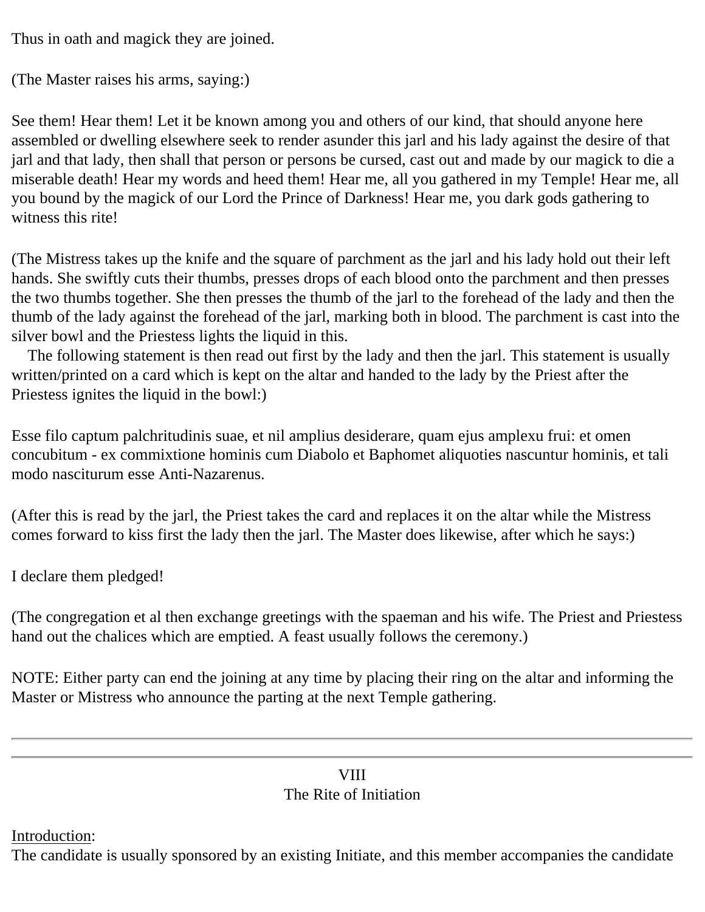Thus in oath and magick they are joined.

(The Master raises his arms, saying:)

See them! Hear them! Let it be known among you and others of our kind, that should anyone here assembled or dwelling elsewhere seek to render asunder this jarl and his lady against the desire of that jarl and that lady, then shall that person or persons be cursed, cast out and made by our magick to die a miserable death! Hear my words and heed them! Hear me, all you gathered in my Temple! Hear me, all you bound by the magick of our Lord the Prince of Darkness! Hear me, you dark gods gathering to witness this rite!

(The Mistress takes up the knife and the square of parchment as the jarl and his lady hold out their left hands. She swiftly cuts their thumbs, presses drops of each blood onto the parchment and then presses the two thumbs together. She then presses the thumb of the jarl to the forehead of the lady and then the thumb of the lady against the forehead of the jarl, marking both in blood. The parchment is cast into the silver bowl and the Priestess lights the liquid in this.
The following statement is then read out first by the lady and then the jarl. This statement is usually written/printed on a card which is kept on the altar and handed to the lady by the Priest after the Priestess ignites the liquid in the bowl:)

Esse filo captum palchritudinis suae, et nil amplius desiderare, quam ejus amplexu frui: et omen concubitum - ex commixtione hominis cum Diabolo et Baphomet aliquoties nascuntur hominis, et tali modo nasciturum esse Anti-Nazarenus.

(After this is read by the jarl, the Priest takes the card and replaces it on the altar while the Mistress comes forward to kiss first the lady then the jarl. The Master does likewise, after which he says:)

I declare them pledged!

(The congregation et al then exchange greetings with the spaeman and his wife. The Priest and Priestess hand out the chalices which are emptied. A feast usually follows the ceremony.)

NOTE: Either party can end the joining at any time by placing their ring on the altar and informing the Master or Mistress who announce the parting at the next Temple gathering.

---

## VIII
## The Rite of Initiation

Introduction:
The candidate is usually sponsored by an existing Initiate, and this member accompanies the candidate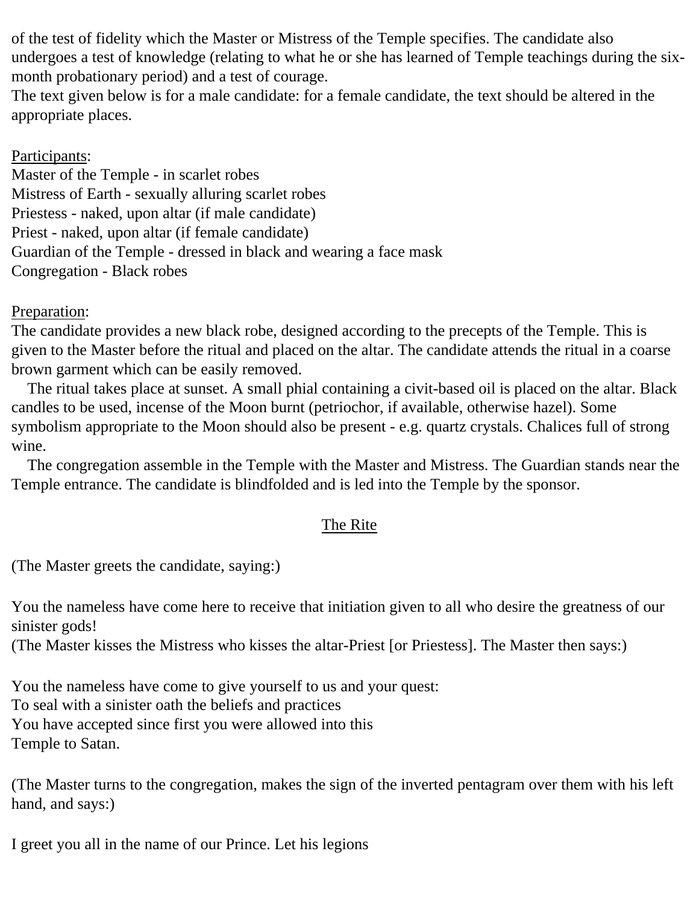of the test of fidelity which the Master or Mistress of the Temple specifies. The candidate also undergoes a test of knowledge (relating to what he or she has learned of Temple teachings during the six-month probationary period) and a test of courage.
The text given below is for a male candidate: for a female candidate, the text should be altered in the appropriate places.

Participants:
Master of the Temple - in scarlet robes
Mistress of Earth - sexually alluring scarlet robes
Priestess - naked, upon altar (if male candidate)
Priest - naked, upon altar (if female candidate)
Guardian of the Temple - dressed in black and wearing a face mask
Congregation - Black robes

Preparation:
The candidate provides a new black robe, designed according to the precepts of the Temple. This is given to the Master before the ritual and placed on the altar. The candidate attends the ritual in a coarse brown garment which can be easily removed.

The ritual takes place at sunset. A small phial containing a civit-based oil is placed on the altar. Black candles to be used, incense of the Moon burnt (petriochor, if available, otherwise hazel). Some symbolism appropriate to the Moon should also be present - e.g. quartz crystals. Chalices full of strong wine.

The congregation assemble in the Temple with the Master and Mistress. The Guardian stands near the Temple entrance. The candidate is blindfolded and is led into the Temple by the sponsor.

## The Rite

(The Master greets the candidate, saying:)

You the nameless have come here to receive that initiation given to all who desire the greatness of our sinister gods!
(The Master kisses the Mistress who kisses the altar-Priest [or Priestess]. The Master then says:)

You the nameless have come to give yourself to us and your quest:
To seal with a sinister oath the beliefs and practices
You have accepted since first you were allowed into this
Temple to Satan.

(The Master turns to the congregation, makes the sign of the inverted pentagram over them with his left hand, and says:)

I greet you all in the name of our Prince. Let his legions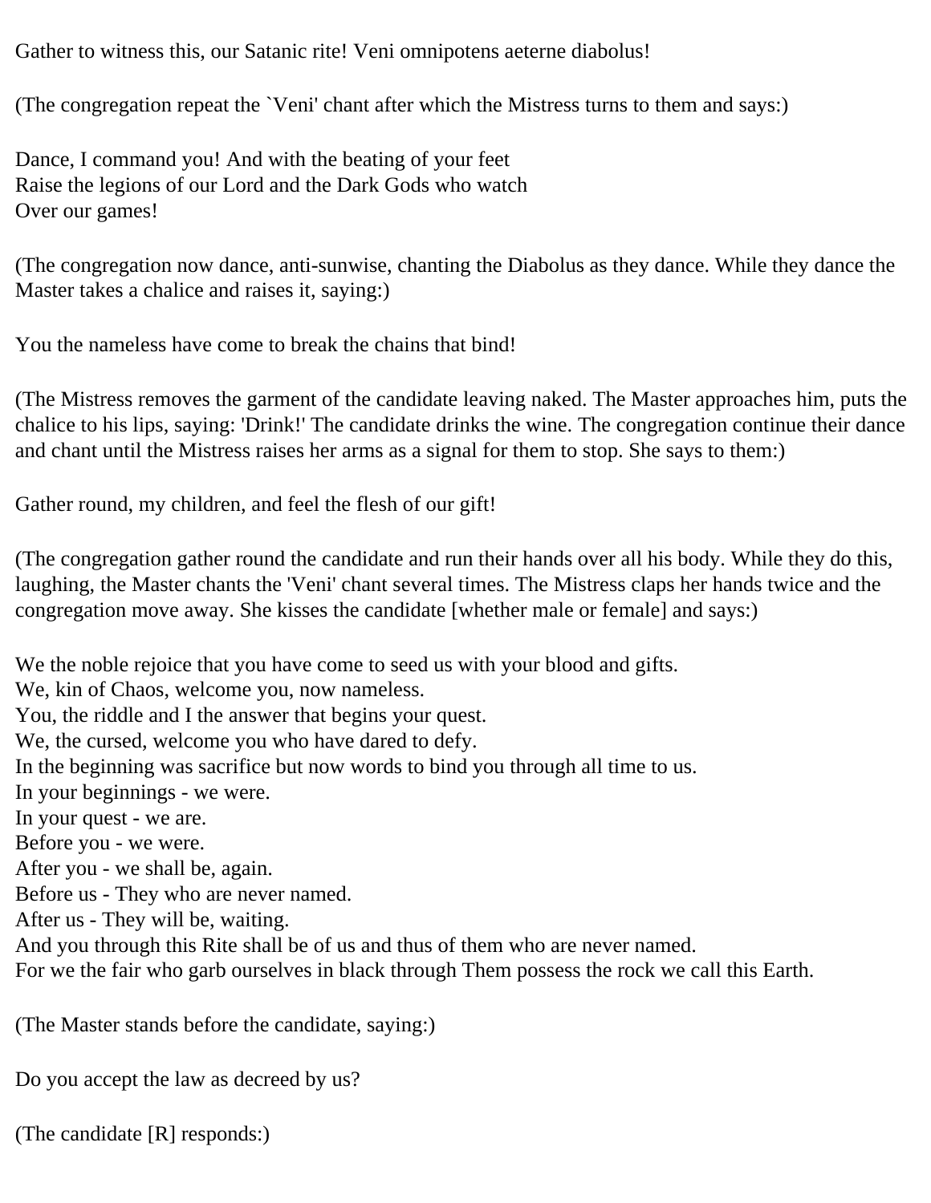Gather to witness this, our Satanic rite! Veni omnipotens aeterne diabolus!

(The congregation repeat the `Veni' chant after which the Mistress turns to them and says:)

Dance, I command you! And with the beating of your feet
Raise the legions of our Lord and the Dark Gods who watch
Over our games!

(The congregation now dance, anti-sunwise, chanting the Diabolus as they dance. While they dance the Master takes a chalice and raises it, saying:)

You the nameless have come to break the chains that bind!

(The Mistress removes the garment of the candidate leaving naked. The Master approaches him, puts the chalice to his lips, saying: 'Drink!' The candidate drinks the wine. The congregation continue their dance and chant until the Mistress raises her arms as a signal for them to stop. She says to them:)

Gather round, my children, and feel the flesh of our gift!

(The congregation gather round the candidate and run their hands over all his body. While they do this, laughing, the Master chants the 'Veni' chant several times. The Mistress claps her hands twice and the congregation move away. She kisses the candidate [whether male or female] and says:)

We the noble rejoice that you have come to seed us with your blood and gifts.
We, kin of Chaos, welcome you, now nameless.
You, the riddle and I the answer that begins your quest.
We, the cursed, welcome you who have dared to defy.
In the beginning was sacrifice but now words to bind you through all time to us.
In your beginnings - we were.
In your quest - we are.
Before you - we were.
After you - we shall be, again.
Before us - They who are never named.
After us - They will be, waiting.
And you through this Rite shall be of us and thus of them who are never named.
For we the fair who garb ourselves in black through Them possess the rock we call this Earth.

(The Master stands before the candidate, saying:)

Do you accept the law as decreed by us?

(The candidate [R] responds:)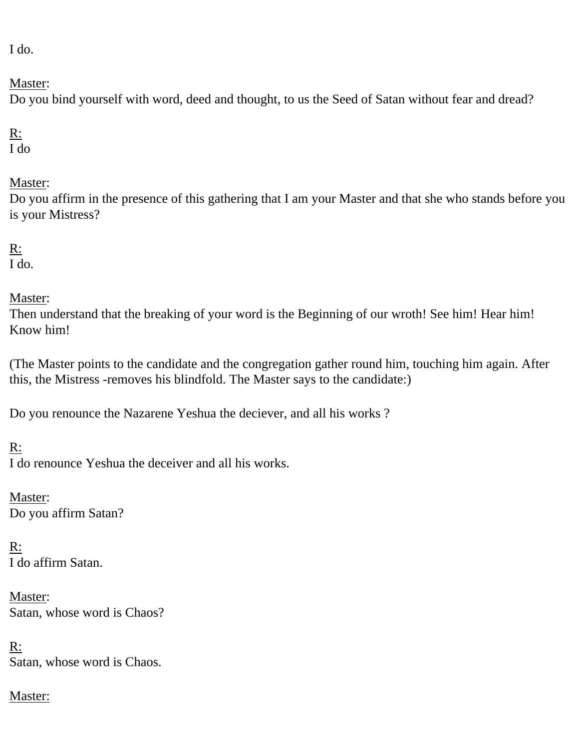I do.

Master:
Do you bind yourself with word, deed and thought, to us the Seed of Satan without fear and dread?

R:
I do

Master:
Do you affirm in the presence of this gathering that I am your Master and that she who stands before you is your Mistress?

R:
I do.

Master:
Then understand that the breaking of your word is the Beginning of our wroth! See him! Hear him! Know him!

(The Master points to the candidate and the congregation gather round him, touching him again. After this, the Mistress -removes his blindfold. The Master says to the candidate:)

Do you renounce the Nazarene Yeshua the deciever, and all his works ?

R:
I do renounce Yeshua the deceiver and all his works.

Master:
Do you affirm Satan?

R:
I do affirm Satan.

Master:
Satan, whose word is Chaos?

R:
Satan, whose word is Chaos.

Master: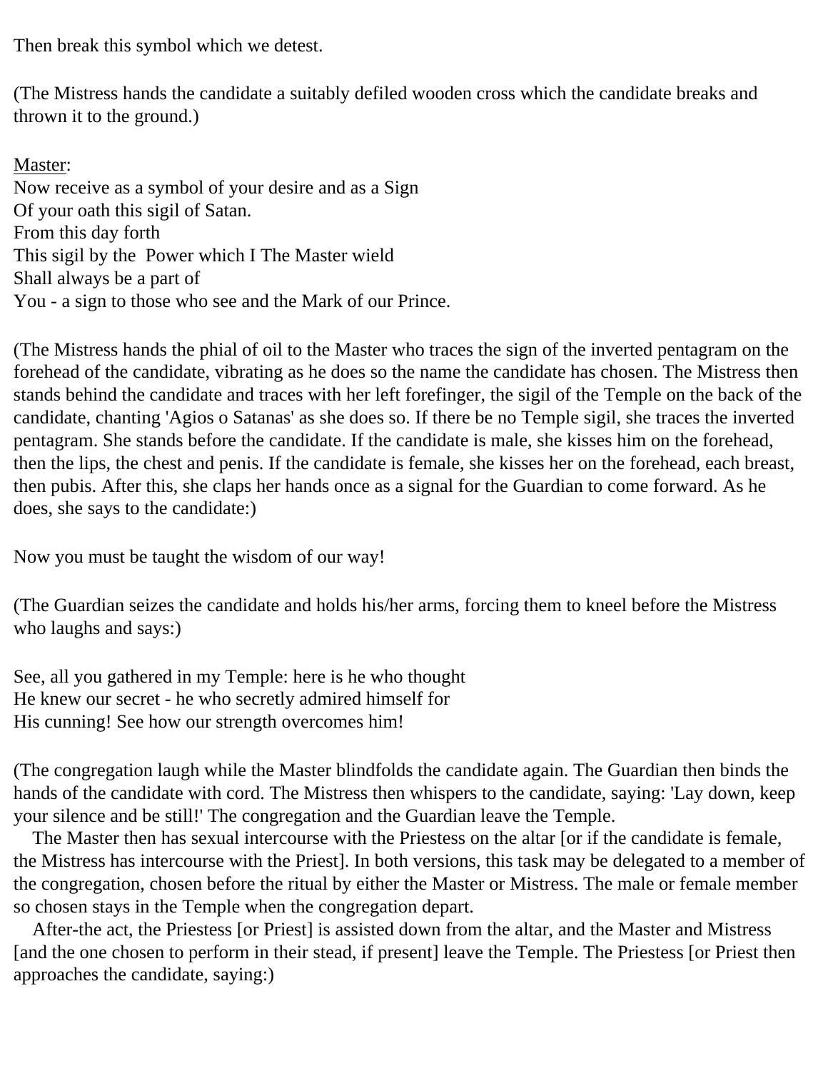Then break this symbol which we detest.

(The Mistress hands the candidate a suitably defiled wooden cross which the candidate breaks and thrown it to the ground.)

Master:
Now receive as a symbol of your desire and as a Sign
Of your oath this sigil of Satan.
From this day forth
This sigil by the Power which I The Master wield
Shall always be a part of
You - a sign to those who see and the Mark of our Prince.

(The Mistress hands the phial of oil to the Master who traces the sign of the inverted pentagram on the forehead of the candidate, vibrating as he does so the name the candidate has chosen. The Mistress then stands behind the candidate and traces with her left forefinger, the sigil of the Temple on the back of the candidate, chanting 'Agios o Satanas' as she does so. If there be no Temple sigil, she traces the inverted pentagram. She stands before the candidate. If the candidate is male, she kisses him on the forehead, then the lips, the chest and penis. If the candidate is female, she kisses her on the forehead, each breast, then pubis. After this, she claps her hands once as a signal for the Guardian to come forward. As he does, she says to the candidate:)

Now you must be taught the wisdom of our way!

(The Guardian seizes the candidate and holds his/her arms, forcing them to kneel before the Mistress who laughs and says:)

See, all you gathered in my Temple: here is he who thought
He knew our secret - he who secretly admired himself for
His cunning! See how our strength overcomes him!

(The congregation laugh while the Master blindfolds the candidate again. The Guardian then binds the hands of the candidate with cord. The Mistress then whispers to the candidate, saying: 'Lay down, keep your silence and be still!' The congregation and the Guardian leave the Temple.

The Master then has sexual intercourse with the Priestess on the altar [or if the candidate is female, the Mistress has intercourse with the Priest]. In both versions, this task may be delegated to a member of the congregation, chosen before the ritual by either the Master or Mistress. The male or female member so chosen stays in the Temple when the congregation depart.

After-the act, the Priestess [or Priest] is assisted down from the altar, and the Master and Mistress [and the one chosen to perform in their stead, if present] leave the Temple. The Priestess [or Priest then approaches the candidate, saying:)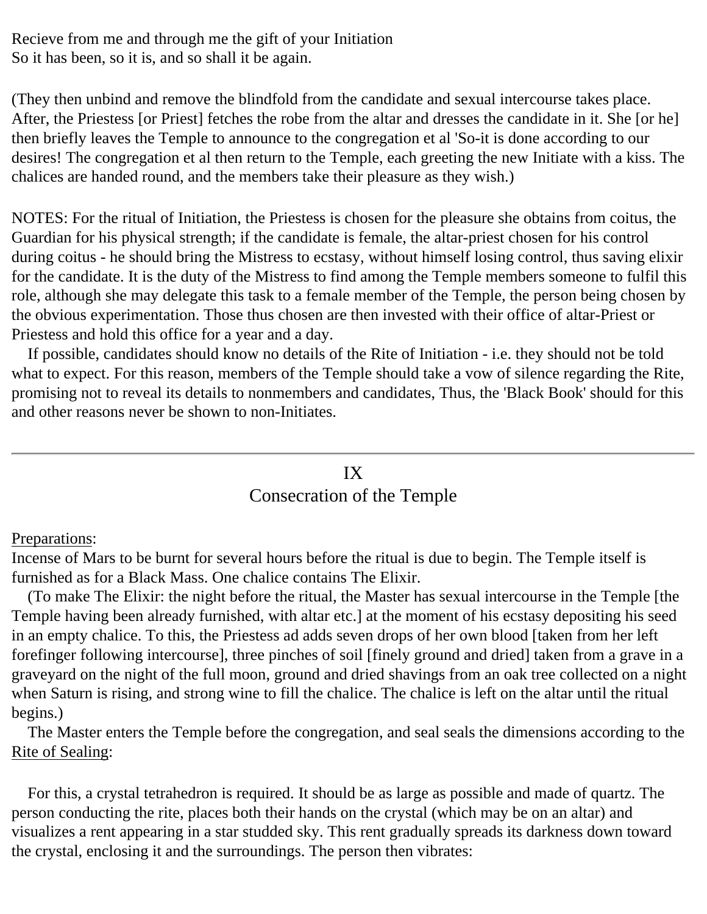Recieve from me and through me the gift of your Initiation
So it has been, so it is, and so shall it be again.

(They then unbind and remove the blindfold from the candidate and sexual intercourse takes place. After, the Priestess [or Priest] fetches the robe from the altar and dresses the candidate in it. She [or he] then briefly leaves the Temple to announce to the congregation et al 'So-it is done according to our desires! The congregation et al then return to the Temple, each greeting the new Initiate with a kiss. The chalices are handed round, and the members take their pleasure as they wish.)

NOTES: For the ritual of Initiation, the Priestess is chosen for the pleasure she obtains from coitus, the Guardian for his physical strength; if the candidate is female, the altar-priest chosen for his control during coitus - he should bring the Mistress to ecstasy, without himself losing control, thus saving elixir for the candidate. It is the duty of the Mistress to find among the Temple members someone to fulfil this role, although she may delegate this task to a female member of the Temple, the person being chosen by the obvious experimentation. Those thus chosen are then invested with their office of altar-Priest or Priestess and hold this office for a year and a day.

If possible, candidates should know no details of the Rite of Initiation - i.e. they should not be told what to expect. For this reason, members of the Temple should take a vow of silence regarding the Rite, promising not to reveal its details to nonmembers and candidates, Thus, the 'Black Book' should for this and other reasons never be shown to non-Initiates.

---

## IX
## Consecration of the Temple

Preparations:
Incense of Mars to be burnt for several hours before the ritual is due to begin. The Temple itself is furnished as for a Black Mass. One chalice contains The Elixir.

(To make The Elixir: the night before the ritual, the Master has sexual intercourse in the Temple [the Temple having been already furnished, with altar etc.] at the moment of his ecstasy depositing his seed in an empty chalice. To this, the Priestess ad adds seven drops of her own blood [taken from her left forefinger following intercourse], three pinches of soil [finely ground and dried] taken from a grave in a graveyard on the night of the full moon, ground and dried shavings from an oak tree collected on a night when Saturn is rising, and strong wine to fill the chalice. The chalice is left on the altar until the ritual begins.)

The Master enters the Temple before the congregation, and seal seals the dimensions according to the Rite of Sealing:

For this, a crystal tetrahedron is required. It should be as large as possible and made of quartz. The person conducting the rite, places both their hands on the crystal (which may be on an altar) and visualizes a rent appearing in a star studded sky. This rent gradually spreads its darkness down toward the crystal, enclosing it and the surroundings. The person then vibrates: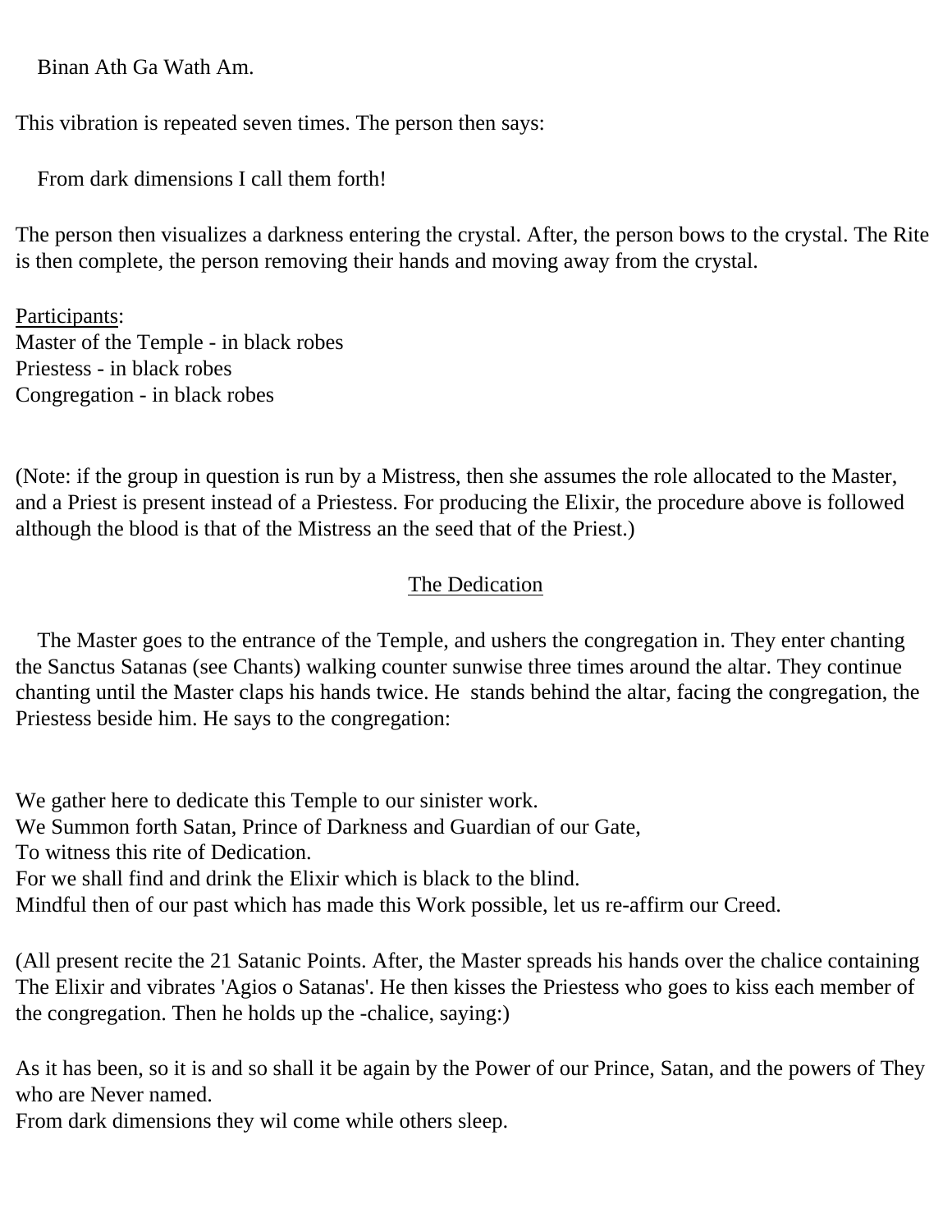Binan Ath Ga Wath Am.

This vibration is repeated seven times. The person then says:

From dark dimensions I call them forth!

The person then visualizes a darkness entering the crystal. After, the person bows to the crystal. The Rite is then complete, the person removing their hands and moving away from the crystal.

Participants:
Master of the Temple - in black robes
Priestess - in black robes
Congregation - in black robes

(Note: if the group in question is run by a Mistress, then she assumes the role allocated to the Master, and a Priest is present instead of a Priestess. For producing the Elixir, the procedure above is followed although the blood is that of the Mistress an the seed that of the Priest.)

## The Dedication

The Master goes to the entrance of the Temple, and ushers the congregation in. They enter chanting the Sanctus Satanas (see Chants) walking counter sunwise three times around the altar. They continue chanting until the Master claps his hands twice. He stands behind the altar, facing the congregation, the Priestess beside him. He says to the congregation:

We gather here to dedicate this Temple to our sinister work.
We Summon forth Satan, Prince of Darkness and Guardian of our Gate,
To witness this rite of Dedication.
For we shall find and drink the Elixir which is black to the blind.
Mindful then of our past which has made this Work possible, let us re-affirm our Creed.

(All present recite the 21 Satanic Points. After, the Master spreads his hands over the chalice containing The Elixir and vibrates 'Agios o Satanas'. He then kisses the Priestess who goes to kiss each member of the congregation. Then he holds up the -chalice, saying:)

As it has been, so it is and so shall it be again by the Power of our Prince, Satan, and the powers of They who are Never named.
From dark dimensions they wil come while others sleep.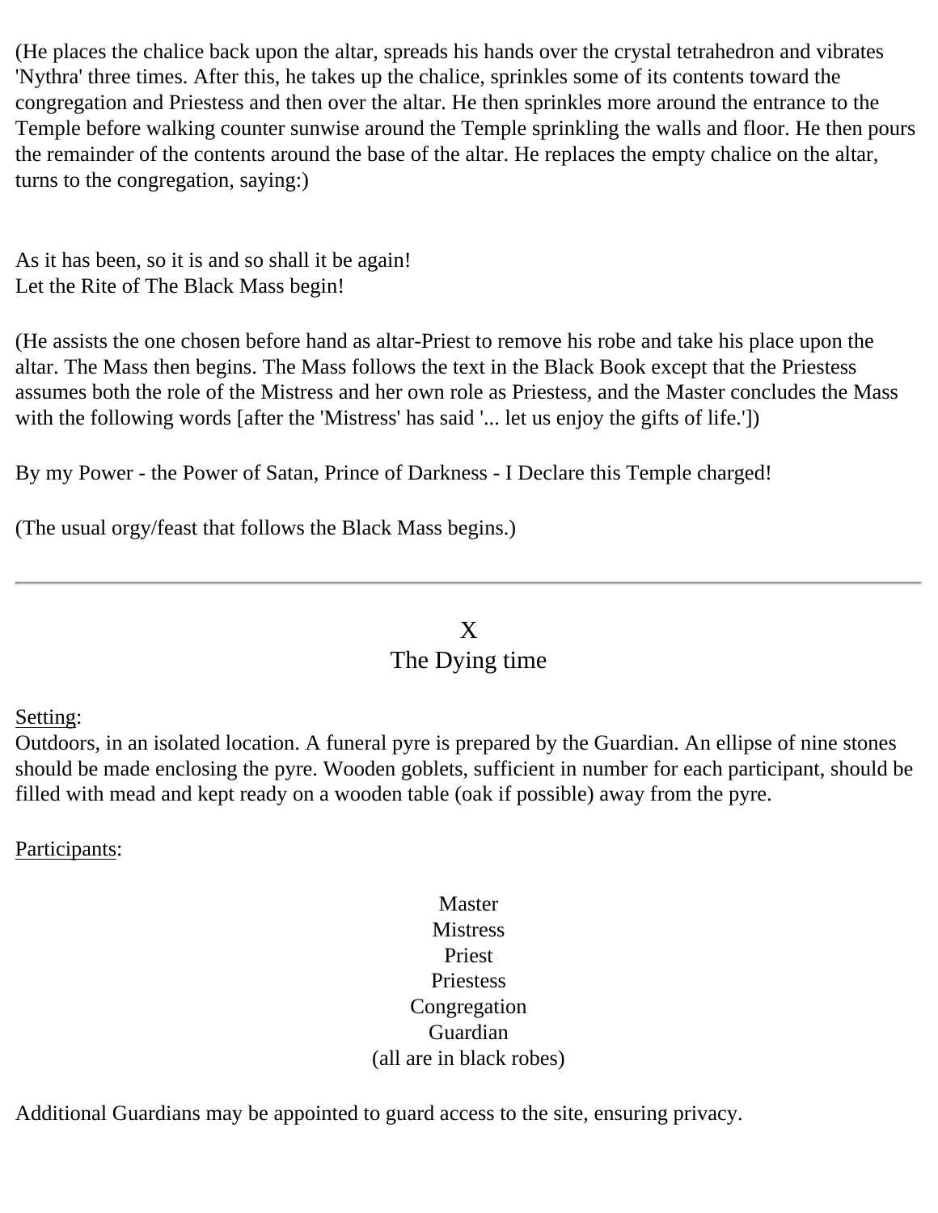(He places the chalice back upon the altar, spreads his hands over the crystal tetrahedron and vibrates 'Nythra' three times. After this, he takes up the chalice, sprinkles some of its contents toward the congregation and Priestess and then over the altar. He then sprinkles more around the entrance to the Temple before walking counter sunwise around the Temple sprinkling the walls and floor. He then pours the remainder of the contents around the base of the altar. He replaces the empty chalice on the altar, turns to the congregation, saying:)

As it has been, so it is and so shall it be again!
Let the Rite of The Black Mass begin!

(He assists the one chosen before hand as altar-Priest to remove his robe and take his place upon the altar. The Mass then begins. The Mass follows the text in the Black Book except that the Priestess assumes both the role of the Mistress and her own role as Priestess, and the Master concludes the Mass with the following words [after the 'Mistress' has said '... let us enjoy the gifts of life.'])

By my Power - the Power of Satan, Prince of Darkness - I Declare this Temple charged!

(The usual orgy/feast that follows the Black Mass begins.)

---

## X
## The Dying time

Setting:
Outdoors, in an isolated location. A funeral pyre is prepared by the Guardian. An ellipse of nine stones should be made enclosing the pyre. Wooden goblets, sufficient in number for each participant, should be filled with mead and kept ready on a wooden table (oak if possible) away from the pyre.

Participants:

Master
Mistress
Priest
Priestess
Congregation
Guardian
(all are in black robes)

Additional Guardians may be appointed to guard access to the site, ensuring privacy.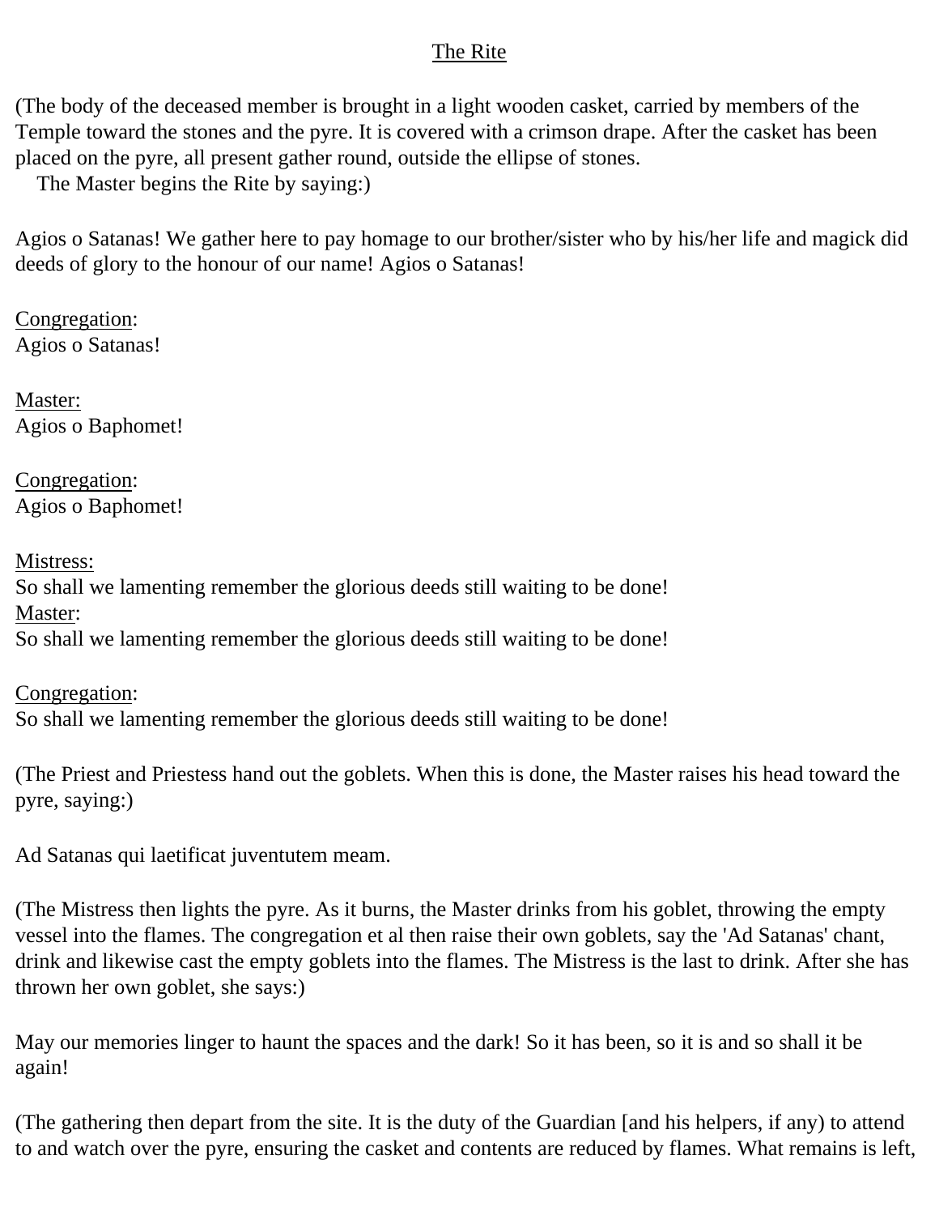## The Rite

(The body of the deceased member is brought in a light wooden casket, carried by members of the Temple toward the stones and the pyre. It is covered with a crimson drape. After the casket has been placed on the pyre, all present gather round, outside the ellipse of stones.
The Master begins the Rite by saying:)

Agios o Satanas! We gather here to pay homage to our brother/sister who by his/her life and magick did deeds of glory to the honour of our name! Agios o Satanas!

Congregation:
Agios o Satanas!

Master:
Agios o Baphomet!

Congregation:
Agios o Baphomet!

Mistress:
So shall we lamenting remember the glorious deeds still waiting to be done!
Master:
So shall we lamenting remember the glorious deeds still waiting to be done!

Congregation:
So shall we lamenting remember the glorious deeds still waiting to be done!

(The Priest and Priestess hand out the goblets. When this is done, the Master raises his head toward the pyre, saying:)

Ad Satanas qui laetificat juventutem meam.

(The Mistress then lights the pyre. As it burns, the Master drinks from his goblet, throwing the empty vessel into the flames. The congregation et al then raise their own goblets, say the 'Ad Satanas' chant, drink and likewise cast the empty goblets into the flames. The Mistress is the last to drink. After she has thrown her own goblet, she says:)

May our memories linger to haunt the spaces and the dark! So it has been, so it is and so shall it be again!

(The gathering then depart from the site. It is the duty of the Guardian [and his helpers, if any) to attend to and watch over the pyre, ensuring the casket and contents are reduced by flames. What remains is left,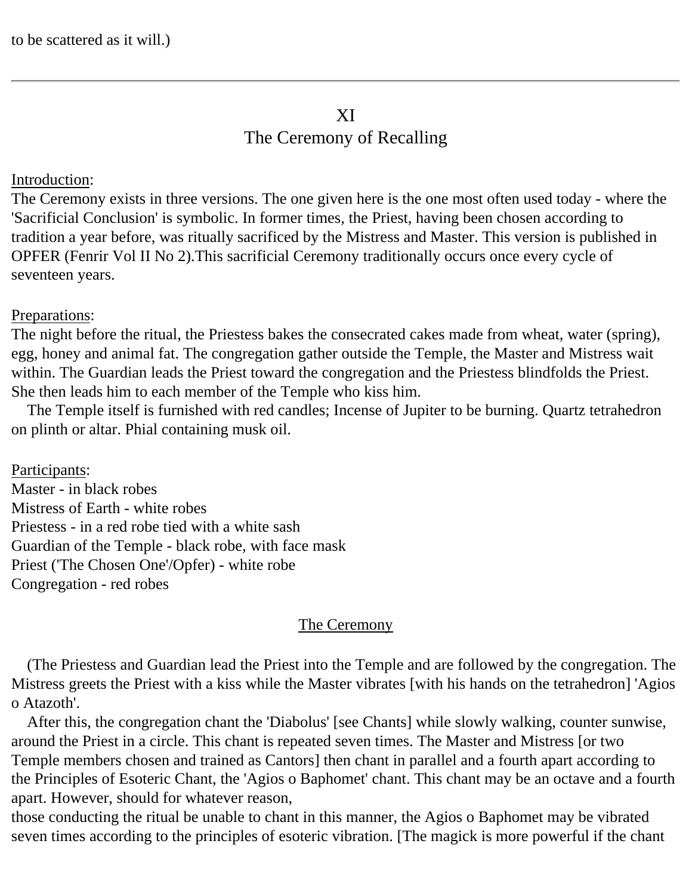to be scattered as it will.)

---

## XI
## The Ceremony of Recalling

Introduction:
The Ceremony exists in three versions. The one given here is the one most often used today - where the 'Sacrificial Conclusion' is symbolic. In former times, the Priest, having been chosen according to tradition a year before, was ritually sacrificed by the Mistress and Master. This version is published in OPFER (Fenrir Vol II No 2).This sacrificial Ceremony traditionally occurs once every cycle of seventeen years.

Preparations:
The night before the ritual, the Priestess bakes the consecrated cakes made from wheat, water (spring), egg, honey and animal fat. The congregation gather outside the Temple, the Master and Mistress wait within. The Guardian leads the Priest toward the congregation and the Priestess blindfolds the Priest. She then leads him to each member of the Temple who kiss him.

The Temple itself is furnished with red candles; Incense of Jupiter to be burning. Quartz tetrahedron on plinth or altar. Phial containing musk oil.

Participants:
Master - in black robes
Mistress of Earth - white robes
Priestess - in a red robe tied with a white sash
Guardian of the Temple - black robe, with face mask
Priest ('The Chosen One'/Opfer) - white robe
Congregation - red robes

### The Ceremony

(The Priestess and Guardian lead the Priest into the Temple and are followed by the congregation. The Mistress greets the Priest with a kiss while the Master vibrates [with his hands on the tetrahedron] 'Agios o Atazoth'.

After this, the congregation chant the 'Diabolus' [see Chants] while slowly walking, counter sunwise, around the Priest in a circle. This chant is repeated seven times. The Master and Mistress [or two Temple members chosen and trained as Cantors] then chant in parallel and a fourth apart according to the Principles of Esoteric Chant, the 'Agios o Baphomet' chant. This chant may be an octave and a fourth apart. However, should for whatever reason,
those conducting the ritual be unable to chant in this manner, the Agios o Baphomet may be vibrated seven times according to the principles of esoteric vibration. [The magick is more powerful if the chant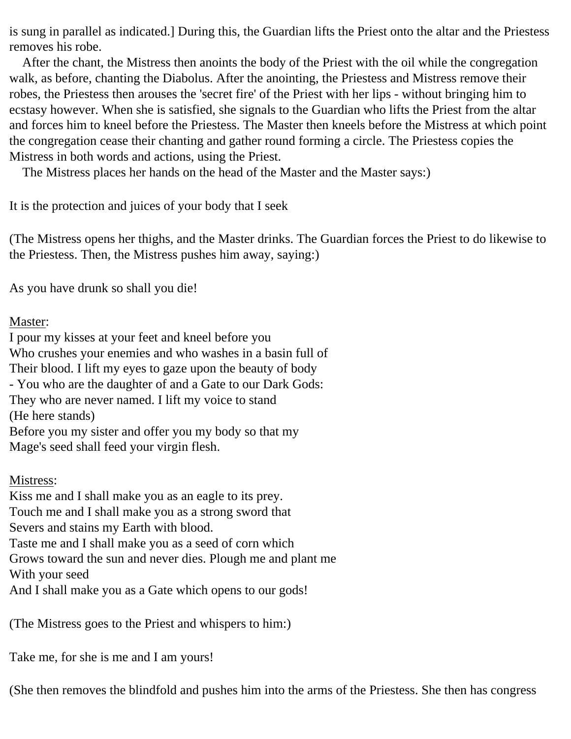is sung in parallel as indicated.] During this, the Guardian lifts the Priest onto the altar and the Priestess removes his robe.

After the chant, the Mistress then anoints the body of the Priest with the oil while the congregation walk, as before, chanting the Diabolus. After the anointing, the Priestess and Mistress remove their robes, the Priestess then arouses the 'secret fire' of the Priest with her lips - without bringing him to ecstasy however. When she is satisfied, she signals to the Guardian who lifts the Priest from the altar and forces him to kneel before the Priestess. The Master then kneels before the Mistress at which point the congregation cease their chanting and gather round forming a circle. The Priestess copies the Mistress in both words and actions, using the Priest.

The Mistress places her hands on the head of the Master and the Master says:)

It is the protection and juices of your body that I seek

(The Mistress opens her thighs, and the Master drinks. The Guardian forces the Priest to do likewise to the Priestess. Then, the Mistress pushes him away, saying:)

As you have drunk so shall you die!

<u>Master</u>:
I pour my kisses at your feet and kneel before you
Who crushes your enemies and who washes in a basin full of
Their blood. I lift my eyes to gaze upon the beauty of body
- You who are the daughter of and a Gate to our Dark Gods:
They who are never named. I lift my voice to stand
(He here stands)
Before you my sister and offer you my body so that my
Mage's seed shall feed your virgin flesh.

<u>Mistress</u>:
Kiss me and I shall make you as an eagle to its prey.
Touch me and I shall make you as a strong sword that
Severs and stains my Earth with blood.
Taste me and I shall make you as a seed of corn which
Grows toward the sun and never dies. Plough me and plant me
With your seed
And I shall make you as a Gate which opens to our gods!

(The Mistress goes to the Priest and whispers to him:)

Take me, for she is me and I am yours!

(She then removes the blindfold and pushes him into the arms of the Priestess. She then has congress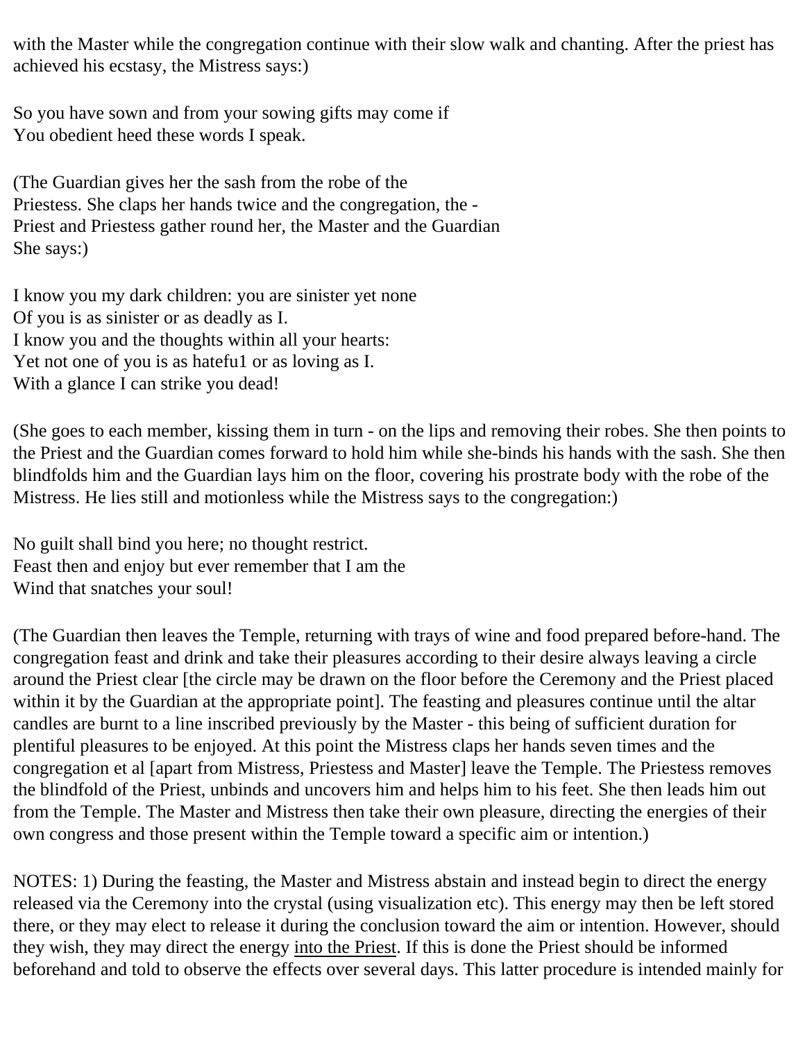with the Master while the congregation continue with their slow walk and chanting. After the priest has achieved his ecstasy, the Mistress says:)

So you have sown and from your sowing gifts may come if  
You obedient heed these words I speak.

(The Guardian gives her the sash from the robe of the  
Priestess. She claps her hands twice and the congregation, the -  
Priest and Priestess gather round her, the Master and the Guardian  
She says:)

I know you my dark children: you are sinister yet none  
Of you is as sinister or as deadly as I.  
I know you and the thoughts within all your hearts:  
Yet not one of you is as hatefu1 or as loving as I.  
With a glance I can strike you dead!

(She goes to each member, kissing them in turn - on the lips and removing their robes. She then points to the Priest and the Guardian comes forward to hold him while she-binds his hands with the sash. She then blindfolds him and the Guardian lays him on the floor, covering his prostrate body with the robe of the Mistress. He lies still and motionless while the Mistress says to the congregation:)

No guilt shall bind you here; no thought restrict.  
Feast then and enjoy but ever remember that I am the  
Wind that snatches your soul!

(The Guardian then leaves the Temple, returning with trays of wine and food prepared before-hand. The congregation feast and drink and take their pleasures according to their desire always leaving a circle around the Priest clear [the circle may be drawn on the floor before the Ceremony and the Priest placed within it by the Guardian at the appropriate point]. The feasting and pleasures continue until the altar candles are burnt to a line inscribed previously by the Master - this being of sufficient duration for plentiful pleasures to be enjoyed. At this point the Mistress claps her hands seven times and the congregation et al [apart from Mistress, Priestess and Master] leave the Temple. The Priestess removes the blindfold of the Priest, unbinds and uncovers him and helps him to his feet. She then leads him out from the Temple. The Master and Mistress then take their own pleasure, directing the energies of their own congress and those present within the Temple toward a specific aim or intention.)

NOTES: 1) During the feasting, the Master and Mistress abstain and instead begin to direct the energy released via the Ceremony into the crystal (using visualization etc). This energy may then be left stored there, or they may elect to release it during the conclusion toward the aim or intention. However, should they wish, they may direct the energy <u>into the Priest</u>. If this is done the Priest should be informed beforehand and told to observe the effects over several days. This latter procedure is intended mainly for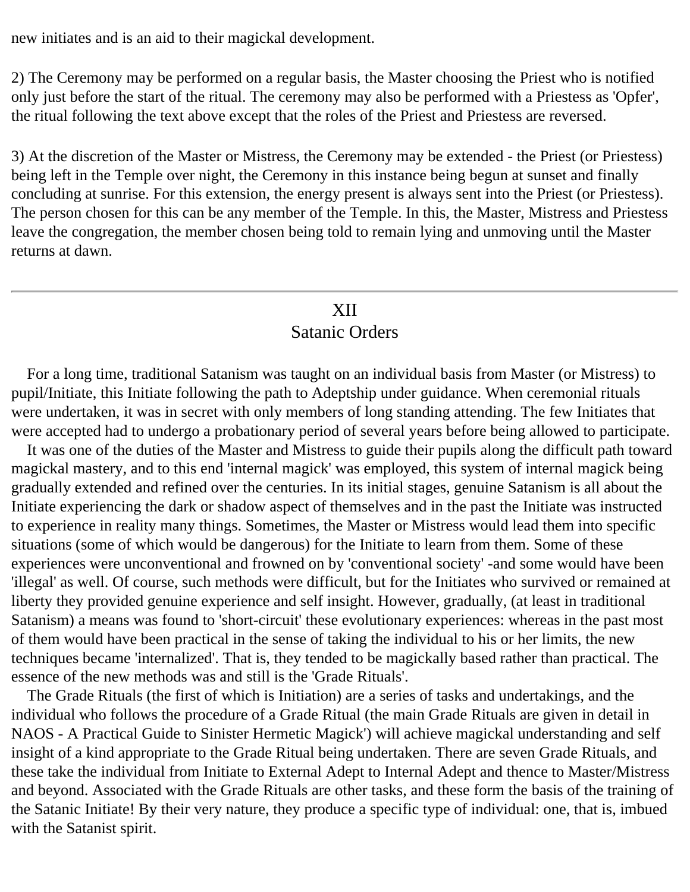new initiates and is an aid to their magickal development.

2) The Ceremony may be performed on a regular basis, the Master choosing the Priest who is notified only just before the start of the ritual. The ceremony may also be performed with a Priestess as 'Opfer', the ritual following the text above except that the roles of the Priest and Priestess are reversed.

3) At the discretion of the Master or Mistress, the Ceremony may be extended - the Priest (or Priestess) being left in the Temple over night, the Ceremony in this instance being begun at sunset and finally concluding at sunrise. For this extension, the energy present is always sent into the Priest (or Priestess). The person chosen for this can be any member of the Temple. In this, the Master, Mistress and Priestess leave the congregation, the member chosen being told to remain lying and unmoving until the Master returns at dawn.

---

## XII
## Satanic Orders

For a long time, traditional Satanism was taught on an individual basis from Master (or Mistress) to pupil/Initiate, this Initiate following the path to Adeptship under guidance. When ceremonial rituals were undertaken, it was in secret with only members of long standing attending. The few Initiates that were accepted had to undergo a probationary period of several years before being allowed to participate.

It was one of the duties of the Master and Mistress to guide their pupils along the difficult path toward magickal mastery, and to this end 'internal magick' was employed, this system of internal magick being gradually extended and refined over the centuries. In its initial stages, genuine Satanism is all about the Initiate experiencing the dark or shadow aspect of themselves and in the past the Initiate was instructed to experience in reality many things. Sometimes, the Master or Mistress would lead them into specific situations (some of which would be dangerous) for the Initiate to learn from them. Some of these experiences were unconventional and frowned on by 'conventional society' -and some would have been 'illegal' as well. Of course, such methods were difficult, but for the Initiates who survived or remained at liberty they provided genuine experience and self insight. However, gradually, (at least in traditional Satanism) a means was found to 'short-circuit' these evolutionary experiences: whereas in the past most of them would have been practical in the sense of taking the individual to his or her limits, the new techniques became 'internalized'. That is, they tended to be magickally based rather than practical. The essence of the new methods was and still is the 'Grade Rituals'.

The Grade Rituals (the first of which is Initiation) are a series of tasks and undertakings, and the individual who follows the procedure of a Grade Ritual (the main Grade Rituals are given in detail in NAOS - A Practical Guide to Sinister Hermetic Magick') will achieve magickal understanding and self insight of a kind appropriate to the Grade Ritual being undertaken. There are seven Grade Rituals, and these take the individual from Initiate to External Adept to Internal Adept and thence to Master/Mistress and beyond. Associated with the Grade Rituals are other tasks, and these form the basis of the training of the Satanic Initiate! By their very nature, they produce a specific type of individual: one, that is, imbued with the Satanist spirit.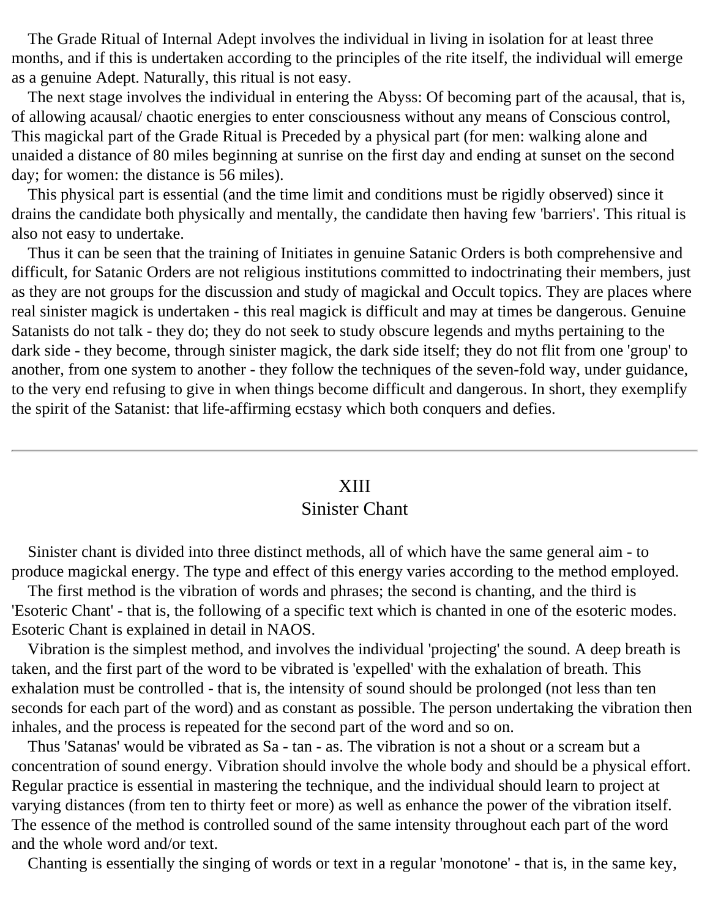The Grade Ritual of Internal Adept involves the individual in living in isolation for at least three months, and if this is undertaken according to the principles of the rite itself, the individual will emerge as a genuine Adept. Naturally, this ritual is not easy.

The next stage involves the individual in entering the Abyss: Of becoming part of the acausal, that is, of allowing acausal/ chaotic energies to enter consciousness without any means of Conscious control, This magickal part of the Grade Ritual is Preceded by a physical part (for men: walking alone and unaided a distance of 80 miles beginning at sunrise on the first day and ending at sunset on the second day; for women: the distance is 56 miles).

This physical part is essential (and the time limit and conditions must be rigidly observed) since it drains the candidate both physically and mentally, the candidate then having few 'barriers'. This ritual is also not easy to undertake.

Thus it can be seen that the training of Initiates in genuine Satanic Orders is both comprehensive and difficult, for Satanic Orders are not religious institutions committed to indoctrinating their members, just as they are not groups for the discussion and study of magickal and Occult topics. They are places where real sinister magick is undertaken - this real magick is difficult and may at times be dangerous. Genuine Satanists do not talk - they do; they do not seek to study obscure legends and myths pertaining to the dark side - they become, through sinister magick, the dark side itself; they do not flit from one 'group' to another, from one system to another - they follow the techniques of the seven-fold way, under guidance, to the very end refusing to give in when things become difficult and dangerous. In short, they exemplify the spirit of the Satanist: that life-affirming ecstasy which both conquers and defies.

---

## XIII
## Sinister Chant

Sinister chant is divided into three distinct methods, all of which have the same general aim - to produce magickal energy. The type and effect of this energy varies according to the method employed.

The first method is the vibration of words and phrases; the second is chanting, and the third is 'Esoteric Chant' - that is, the following of a specific text which is chanted in one of the esoteric modes. Esoteric Chant is explained in detail in NAOS.

Vibration is the simplest method, and involves the individual 'projecting' the sound. A deep breath is taken, and the first part of the word to be vibrated is 'expelled' with the exhalation of breath. This exhalation must be controlled - that is, the intensity of sound should be prolonged (not less than ten seconds for each part of the word) and as constant as possible. The person undertaking the vibration then inhales, and the process is repeated for the second part of the word and so on.

Thus 'Satanas' would be vibrated as Sa - tan - as. The vibration is not a shout or a scream but a concentration of sound energy. Vibration should involve the whole body and should be a physical effort. Regular practice is essential in mastering the technique, and the individual should learn to project at varying distances (from ten to thirty feet or more) as well as enhance the power of the vibration itself. The essence of the method is controlled sound of the same intensity throughout each part of the word and the whole word and/or text.

Chanting is essentially the singing of words or text in a regular 'monotone' - that is, in the same key,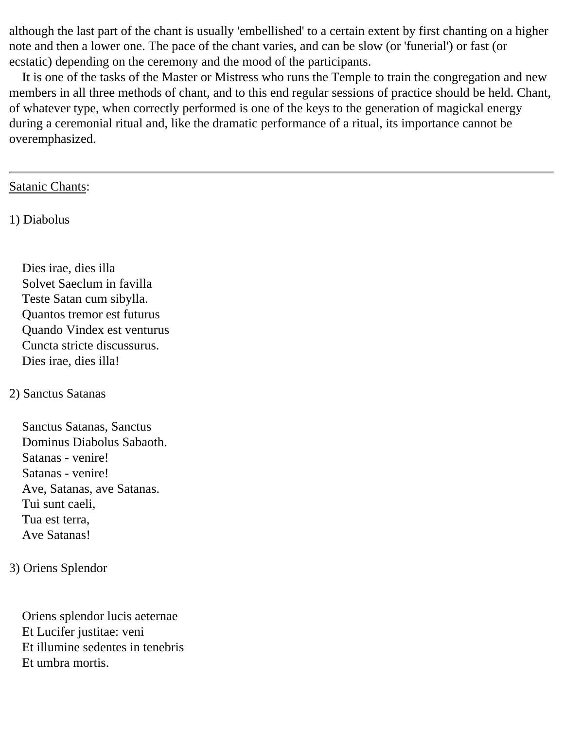although the last part of the chant is usually 'embellished' to a certain extent by first chanting on a higher note and then a lower one. The pace of the chant varies, and can be slow (or 'funerial') or fast (or ecstatic) depending on the ceremony and the mood of the participants.

It is one of the tasks of the Master or Mistress who runs the Temple to train the congregation and new members in all three methods of chant, and to this end regular sessions of practice should be held. Chant, of whatever type, when correctly performed is one of the keys to the generation of magickal energy during a ceremonial ritual and, like the dramatic performance of a ritual, its importance cannot be overemphasized.

---

Satanic Chants:

1) Diabolus

Dies irae, dies illa
Solvet Saeclum in favilla
Teste Satan cum sibylla.
Quantos tremor est futurus
Quando Vindex est venturus
Cuncta stricte discussurus.
Dies irae, dies illa!

2) Sanctus Satanas

Sanctus Satanas, Sanctus
Dominus Diabolus Sabaoth.
Satanas - venire!
Satanas - venire!
Ave, Satanas, ave Satanas.
Tui sunt caeli,
Tua est terra,
Ave Satanas!

3) Oriens Splendor

Oriens splendor lucis aeternae
Et Lucifer justitae: veni
Et illumine sedentes in tenebris
Et umbra mortis.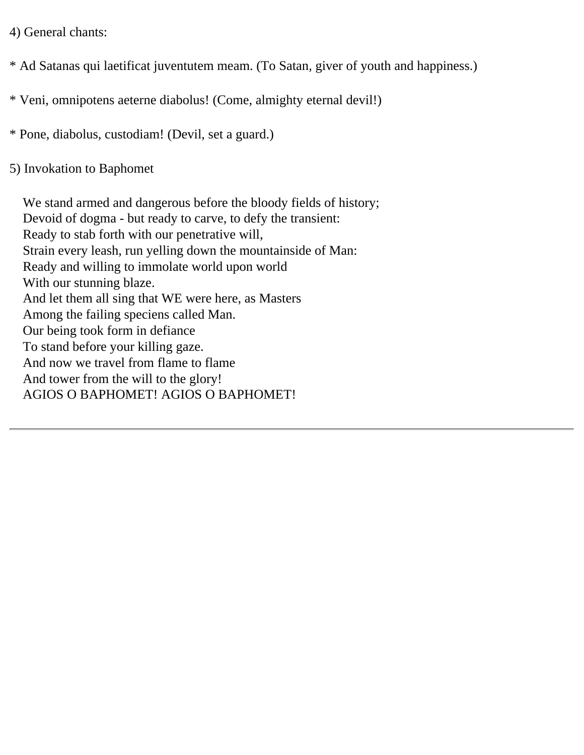4) General chants:

* Ad Satanas qui laetificat juventutem meam. (To Satan, giver of youth and happiness.)

* Veni, omnipotens aeterne diabolus! (Come, almighty eternal devil!)

* Pone, diabolus, custodiam! (Devil, set a guard.)

5) Invokation to Baphomet

We stand armed and dangerous before the bloody fields of history;  
Devoid of dogma - but ready to carve, to defy the transient:  
Ready to stab forth with our penetrative will,  
Strain every leash, run yelling down the mountainside of Man:  
Ready and willing to immolate world upon world  
With our stunning blaze.  
And let them all sing that WE were here, as Masters  
Among the failing speciens called Man.  
Our being took form in defiance  
To stand before your killing gaze.  
And now we travel from flame to flame  
And tower from the will to the glory!  
AGIOS O BAPHOMET! AGIOS O BAPHOMET!

---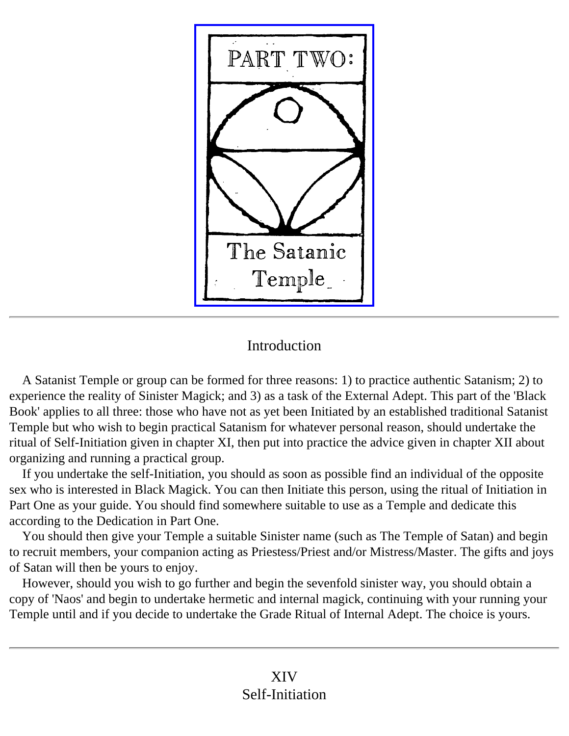PART TWO:

The Satanic Temple

---

## Introduction

A Satanist Temple or group can be formed for three reasons: 1) to practice authentic Satanism; 2) to experience the reality of Sinister Magick; and 3) as a task of the External Adept. This part of the 'Black Book' applies to all three: those who have not as yet been Initiated by an established traditional Satanist Temple but who wish to begin practical Satanism for whatever personal reason, should undertake the ritual of Self-Initiation given in chapter XI, then put into practice the advice given in chapter XII about organizing and running a practical group.

If you undertake the self-Initiation, you should as soon as possible find an individual of the opposite sex who is interested in Black Magick. You can then Initiate this person, using the ritual of Initiation in Part One as your guide. You should find somewhere suitable to use as a Temple and dedicate this according to the Dedication in Part One.

You should then give your Temple a suitable Sinister name (such as The Temple of Satan) and begin to recruit members, your companion acting as Priestess/Priest and/or Mistress/Master. The gifts and joys of Satan will then be yours to enjoy.

However, should you wish to go further and begin the sevenfold sinister way, you should obtain a copy of 'Naos' and begin to undertake hermetic and internal magick, continuing with your running your Temple until and if you decide to undertake the Grade Ritual of Internal Adept. The choice is yours.

---

## XIV
## Self-Initiation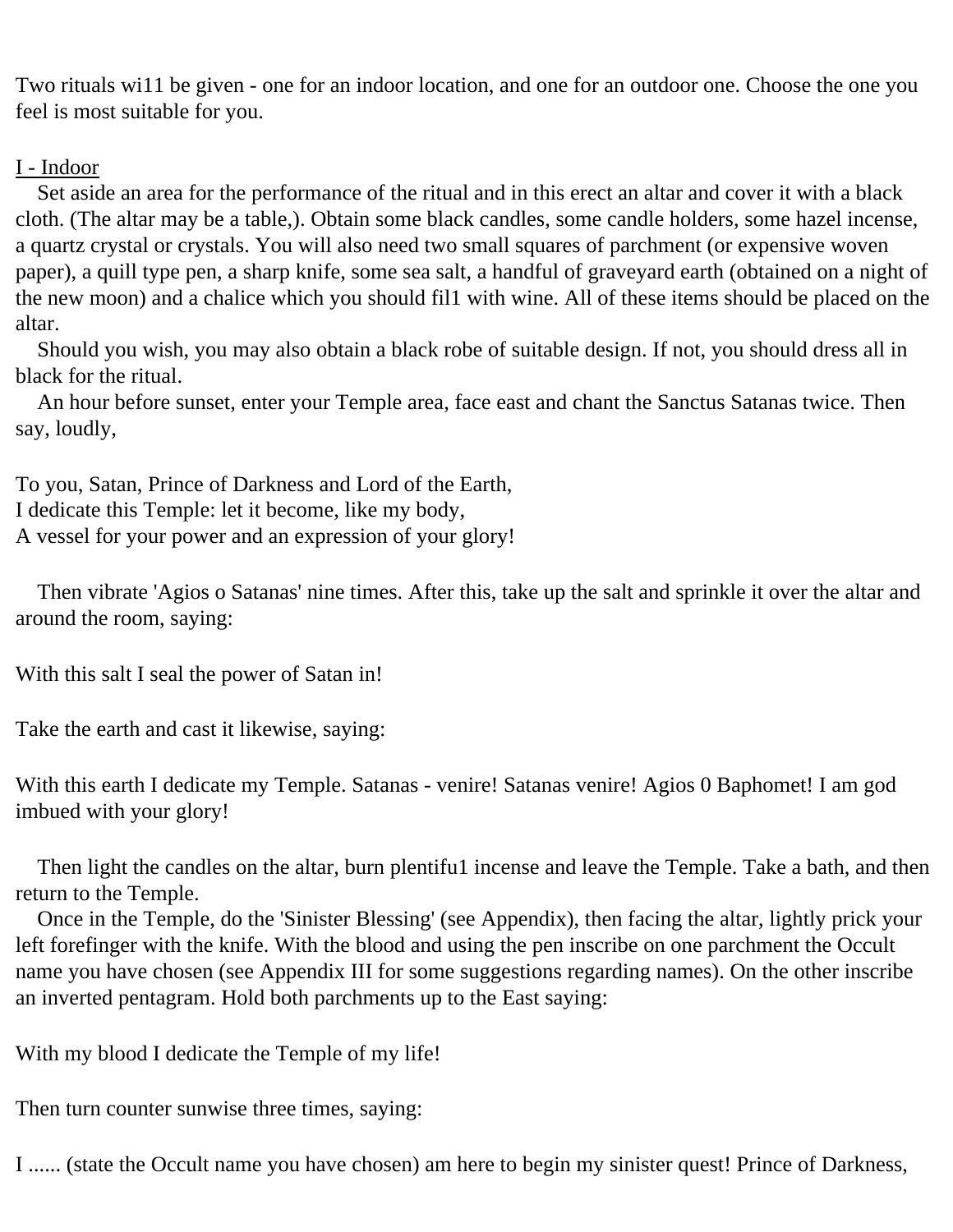Two rituals wi11 be given - one for an indoor location, and one for an outdoor one. Choose the one you feel is most suitable for you.

I - Indoor

Set aside an area for the performance of the ritual and in this erect an altar and cover it with a black cloth. (The altar may be a table,). Obtain some black candles, some candle holders, some hazel incense, a quartz crystal or crystals. You will also need two small squares of parchment (or expensive woven paper), a quill type pen, a sharp knife, some sea salt, a handful of graveyard earth (obtained on a night of the new moon) and a chalice which you should fil1 with wine. All of these items should be placed on the altar.

Should you wish, you may also obtain a black robe of suitable design. If not, you should dress all in black for the ritual.

An hour before sunset, enter your Temple area, face east and chant the Sanctus Satanas twice. Then say, loudly,

To you, Satan, Prince of Darkness and Lord of the Earth,  
I dedicate this Temple: let it become, like my body,  
A vessel for your power and an expression of your glory!

Then vibrate 'Agios o Satanas' nine times. After this, take up the salt and sprinkle it over the altar and around the room, saying:

With this salt I seal the power of Satan in!

Take the earth and cast it likewise, saying:

With this earth I dedicate my Temple. Satanas - venire! Satanas venire! Agios 0 Baphomet! I am god imbued with your glory!

Then light the candles on the altar, burn plentifu1 incense and leave the Temple. Take a bath, and then return to the Temple.

Once in the Temple, do the 'Sinister Blessing' (see Appendix), then facing the altar, lightly prick your left forefinger with the knife. With the blood and using the pen inscribe on one parchment the Occult name you have chosen (see Appendix III for some suggestions regarding names). On the other inscribe an inverted pentagram. Hold both parchments up to the East saying:

With my blood I dedicate the Temple of my life!

Then turn counter sunwise three times, saying:

I ...... (state the Occult name you have chosen) am here to begin my sinister quest! Prince of Darkness,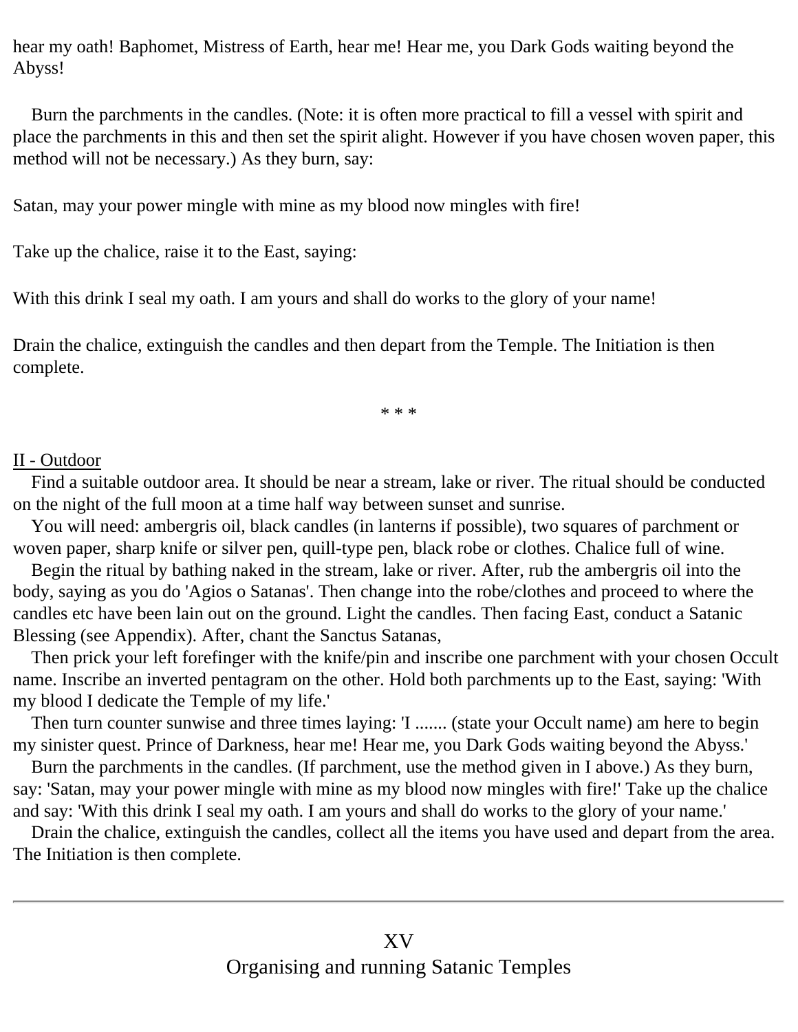hear my oath! Baphomet, Mistress of Earth, hear me! Hear me, you Dark Gods waiting beyond the Abyss!

Burn the parchments in the candles. (Note: it is often more practical to fill a vessel with spirit and place the parchments in this and then set the spirit alight. However if you have chosen woven paper, this method will not be necessary.) As they burn, say:

Satan, may your power mingle with mine as my blood now mingles with fire!

Take up the chalice, raise it to the East, saying:

With this drink I seal my oath. I am yours and shall do works to the glory of your name!

Drain the chalice, extinguish the candles and then depart from the Temple. The Initiation is then complete.

* * *

II - Outdoor

Find a suitable outdoor area. It should be near a stream, lake or river. The ritual should be conducted on the night of the full moon at a time half way between sunset and sunrise.

You will need: ambergris oil, black candles (in lanterns if possible), two squares of parchment or woven paper, sharp knife or silver pen, quill-type pen, black robe or clothes. Chalice full of wine.

Begin the ritual by bathing naked in the stream, lake or river. After, rub the ambergris oil into the body, saying as you do 'Agios o Satanas'. Then change into the robe/clothes and proceed to where the candles etc have been lain out on the ground. Light the candles. Then facing East, conduct a Satanic Blessing (see Appendix). After, chant the Sanctus Satanas,

Then prick your left forefinger with the knife/pin and inscribe one parchment with your chosen Occult name. Inscribe an inverted pentagram on the other. Hold both parchments up to the East, saying: 'With my blood I dedicate the Temple of my life.'

Then turn counter sunwise and three times laying: 'I ....... (state your Occult name) am here to begin my sinister quest. Prince of Darkness, hear me! Hear me, you Dark Gods waiting beyond the Abyss.'

Burn the parchments in the candles. (If parchment, use the method given in I above.) As they burn, say: 'Satan, may your power mingle with mine as my blood now mingles with fire!' Take up the chalice and say: 'With this drink I seal my oath. I am yours and shall do works to the glory of your name.'

Drain the chalice, extinguish the candles, collect all the items you have used and depart from the area. The Initiation is then complete.

---

## XV
## Organising and running Satanic Temples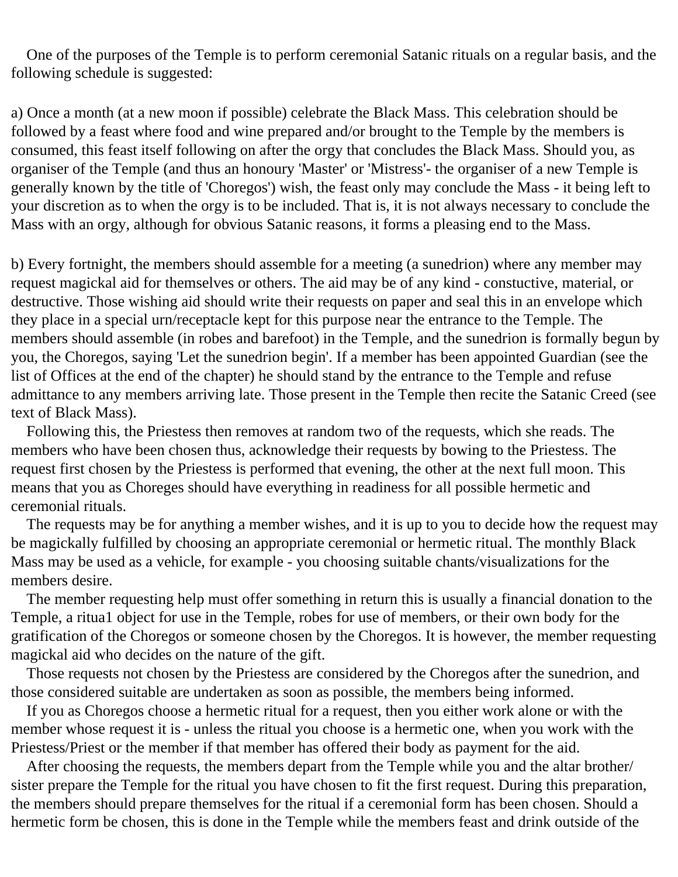One of the purposes of the Temple is to perform ceremonial Satanic rituals on a regular basis, and the following schedule is suggested:

a) Once a month (at a new moon if possible) celebrate the Black Mass. This celebration should be followed by a feast where food and wine prepared and/or brought to the Temple by the members is consumed, this feast itself following on after the orgy that concludes the Black Mass. Should you, as organiser of the Temple (and thus an honoury 'Master' or 'Mistress'- the organiser of a new Temple is generally known by the title of 'Choregos') wish, the feast only may conclude the Mass - it being left to your discretion as to when the orgy is to be included. That is, it is not always necessary to conclude the Mass with an orgy, although for obvious Satanic reasons, it forms a pleasing end to the Mass.

b) Every fortnight, the members should assemble for a meeting (a sunedrion) where any member may request magickal aid for themselves or others. The aid may be of any kind - constuctive, material, or destructive. Those wishing aid should write their requests on paper and seal this in an envelope which they place in a special urn/receptacle kept for this purpose near the entrance to the Temple. The members should assemble (in robes and barefoot) in the Temple, and the sunedrion is formally begun by you, the Choregos, saying 'Let the sunedrion begin'. If a member has been appointed Guardian (see the list of Offices at the end of the chapter) he should stand by the entrance to the Temple and refuse admittance to any members arriving late. Those present in the Temple then recite the Satanic Creed (see text of Black Mass).

Following this, the Priestess then removes at random two of the requests, which she reads. The members who have been chosen thus, acknowledge their requests by bowing to the Priestess. The request first chosen by the Priestess is performed that evening, the other at the next full moon. This means that you as Choreges should have everything in readiness for all possible hermetic and ceremonial rituals.

The requests may be for anything a member wishes, and it is up to you to decide how the request may be magickally fulfilled by choosing an appropriate ceremonial or hermetic ritual. The monthly Black Mass may be used as a vehicle, for example - you choosing suitable chants/visualizations for the members desire.

The member requesting help must offer something in return this is usually a financial donation to the Temple, a ritua1 object for use in the Temple, robes for use of members, or their own body for the gratification of the Choregos or someone chosen by the Choregos. It is however, the member requesting magickal aid who decides on the nature of the gift.

Those requests not chosen by the Priestess are considered by the Choregos after the sunedrion, and those considered suitable are undertaken as soon as possible, the members being informed.

If you as Choregos choose a hermetic ritual for a request, then you either work alone or with the member whose request it is - unless the ritual you choose is a hermetic one, when you work with the Priestess/Priest or the member if that member has offered their body as payment for the aid.

After choosing the requests, the members depart from the Temple while you and the altar brother/ sister prepare the Temple for the ritual you have chosen to fit the first request. During this preparation, the members should prepare themselves for the ritual if a ceremonial form has been chosen. Should a hermetic form be chosen, this is done in the Temple while the members feast and drink outside of the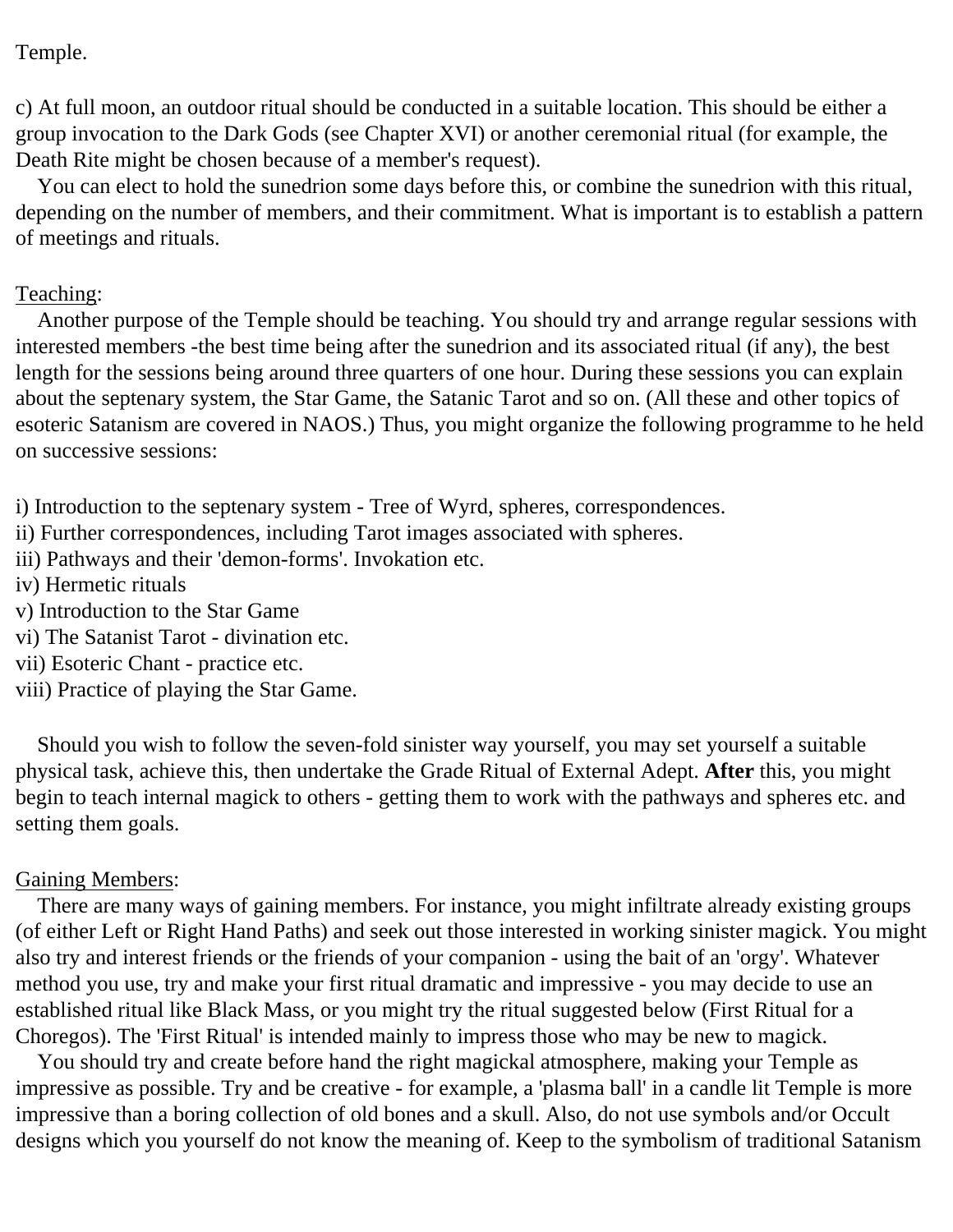Temple.

c) At full moon, an outdoor ritual should be conducted in a suitable location. This should be either a group invocation to the Dark Gods (see Chapter XVI) or another ceremonial ritual (for example, the Death Rite might be chosen because of a member's request).

You can elect to hold the sunedrion some days before this, or combine the sunedrion with this ritual, depending on the number of members, and their commitment. What is important is to establish a pattern of meetings and rituals.

<u>Teaching</u>:

Another purpose of the Temple should be teaching. You should try and arrange regular sessions with interested members -the best time being after the sunedrion and its associated ritual (if any), the best length for the sessions being around three quarters of one hour. During these sessions you can explain about the septenary system, the Star Game, the Satanic Tarot and so on. (All these and other topics of esoteric Satanism are covered in NAOS.) Thus, you might organize the following programme to he held on successive sessions:

i) Introduction to the septenary system - Tree of Wyrd, spheres, correspondences.
ii) Further correspondences, including Tarot images associated with spheres.
iii) Pathways and their 'demon-forms'. Invokation etc.
iv) Hermetic rituals
v) Introduction to the Star Game
vi) The Satanist Tarot - divination etc.
vii) Esoteric Chant - practice etc.
viii) Practice of playing the Star Game.

Should you wish to follow the seven-fold sinister way yourself, you may set yourself a suitable physical task, achieve this, then undertake the Grade Ritual of External Adept. **After** this, you might begin to teach internal magick to others - getting them to work with the pathways and spheres etc. and setting them goals.

<u>Gaining Members</u>:

There are many ways of gaining members. For instance, you might infiltrate already existing groups (of either Left or Right Hand Paths) and seek out those interested in working sinister magick. You might also try and interest friends or the friends of your companion - using the bait of an 'orgy'. Whatever method you use, try and make your first ritual dramatic and impressive - you may decide to use an established ritual like Black Mass, or you might try the ritual suggested below (First Ritual for a Choregos). The 'First Ritual' is intended mainly to impress those who may be new to magick.

You should try and create before hand the right magickal atmosphere, making your Temple as impressive as possible. Try and be creative - for example, a 'plasma ball' in a candle lit Temple is more impressive than a boring collection of old bones and a skull. Also, do not use symbols and/or Occult designs which you yourself do not know the meaning of. Keep to the symbolism of traditional Satanism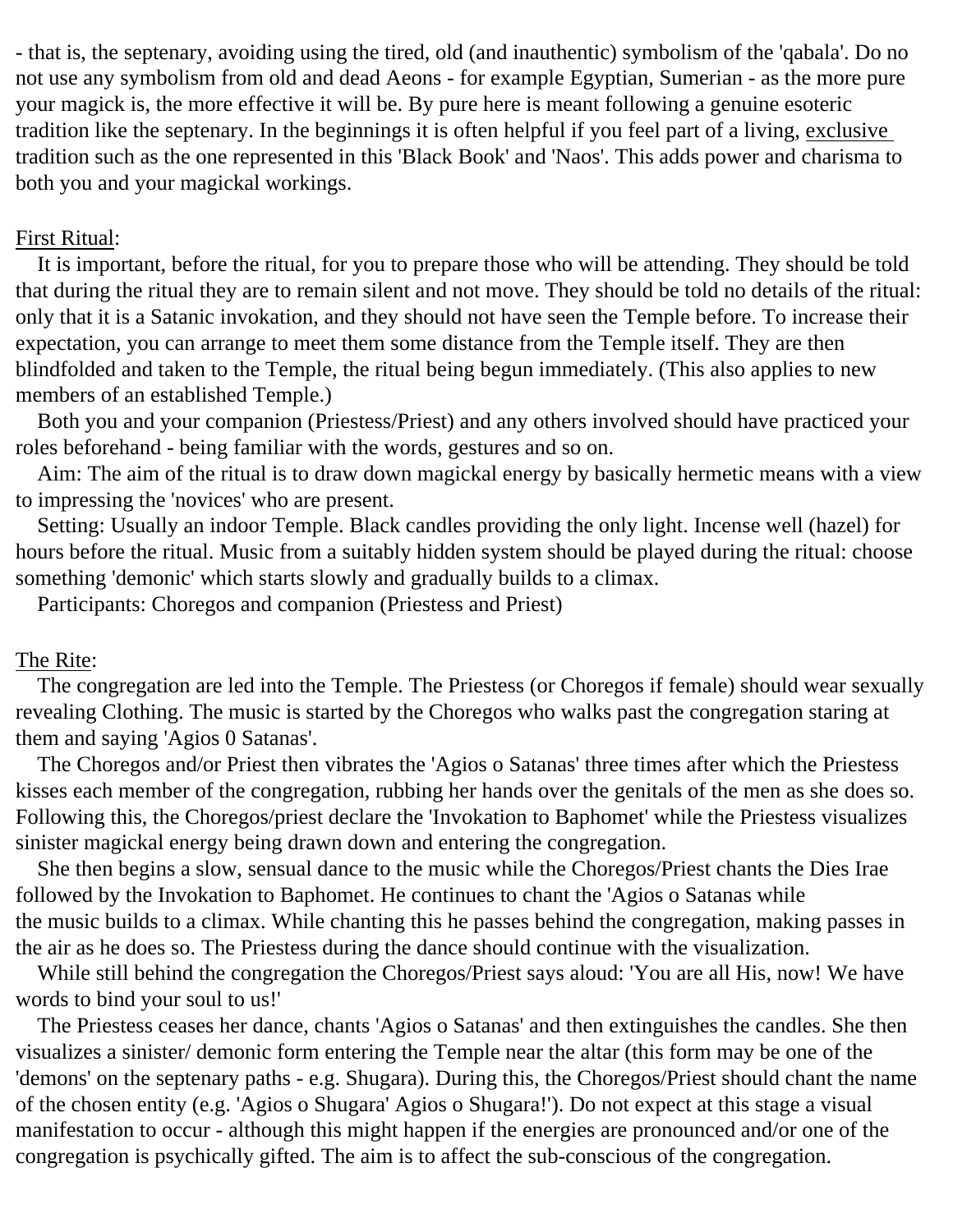- that is, the septenary, avoiding using the tired, old (and inauthentic) symbolism of the 'qabala'. Do no not use any symbolism from old and dead Aeons - for example Egyptian, Sumerian - as the more pure your magick is, the more effective it will be. By pure here is meant following a genuine esoteric tradition like the septenary. In the beginnings it is often helpful if you feel part of a living, exclusive tradition such as the one represented in this 'Black Book' and 'Naos'. This adds power and charisma to both you and your magickal workings.

First Ritual:

It is important, before the ritual, for you to prepare those who will be attending. They should be told that during the ritual they are to remain silent and not move. They should be told no details of the ritual: only that it is a Satanic invokation, and they should not have seen the Temple before. To increase their expectation, you can arrange to meet them some distance from the Temple itself. They are then blindfolded and taken to the Temple, the ritual being begun immediately. (This also applies to new members of an established Temple.)

Both you and your companion (Priestess/Priest) and any others involved should have practiced your roles beforehand - being familiar with the words, gestures and so on.

Aim: The aim of the ritual is to draw down magickal energy by basically hermetic means with a view to impressing the 'novices' who are present.

Setting: Usually an indoor Temple. Black candles providing the only light. Incense well (hazel) for hours before the ritual. Music from a suitably hidden system should be played during the ritual: choose something 'demonic' which starts slowly and gradually builds to a climax.

Participants: Choregos and companion (Priestess and Priest)

The Rite:

The congregation are led into the Temple. The Priestess (or Choregos if female) should wear sexually revealing Clothing. The music is started by the Choregos who walks past the congregation staring at them and saying 'Agios 0 Satanas'.

The Choregos and/or Priest then vibrates the 'Agios o Satanas' three times after which the Priestess kisses each member of the congregation, rubbing her hands over the genitals of the men as she does so. Following this, the Choregos/priest declare the 'Invokation to Baphomet' while the Priestess visualizes sinister magickal energy being drawn down and entering the congregation.

She then begins a slow, sensual dance to the music while the Choregos/Priest chants the Dies Irae followed by the Invokation to Baphomet. He continues to chant the 'Agios o Satanas while the music builds to a climax. While chanting this he passes behind the congregation, making passes in the air as he does so. The Priestess during the dance should continue with the visualization.

While still behind the congregation the Choregos/Priest says aloud: 'You are all His, now! We have words to bind your soul to us!'

The Priestess ceases her dance, chants 'Agios o Satanas' and then extinguishes the candles. She then visualizes a sinister/ demonic form entering the Temple near the altar (this form may be one of the 'demons' on the septenary paths - e.g. Shugara). During this, the Choregos/Priest should chant the name of the chosen entity (e.g. 'Agios o Shugara' Agios o Shugara!'). Do not expect at this stage a visual manifestation to occur - although this might happen if the energies are pronounced and/or one of the congregation is psychically gifted. The aim is to affect the sub-conscious of the congregation.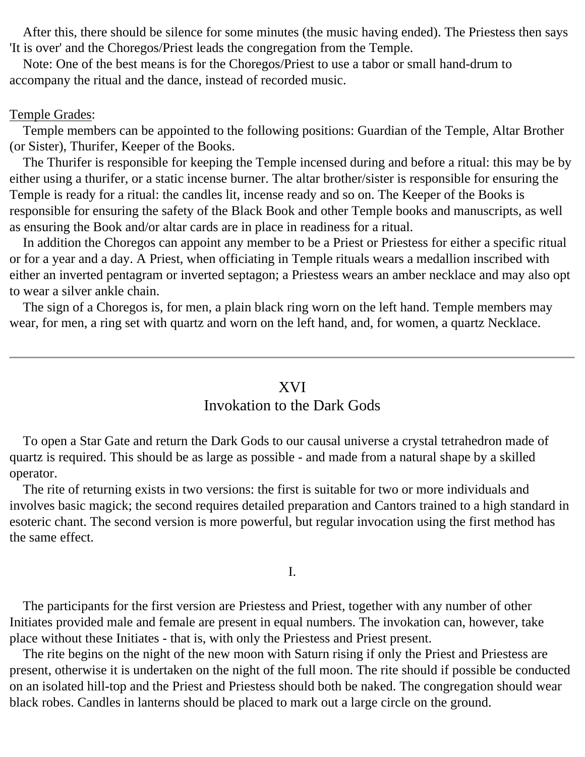After this, there should be silence for some minutes (the music having ended). The Priestess then says 'It is over' and the Choregos/Priest leads the congregation from the Temple.

Note: One of the best means is for the Choregos/Priest to use a tabor or small hand-drum to accompany the ritual and the dance, instead of recorded music.

Temple Grades:

Temple members can be appointed to the following positions: Guardian of the Temple, Altar Brother (or Sister), Thurifer, Keeper of the Books.

The Thurifer is responsible for keeping the Temple incensed during and before a ritual: this may be by either using a thurifer, or a static incense burner. The altar brother/sister is responsible for ensuring the Temple is ready for a ritual: the candles lit, incense ready and so on. The Keeper of the Books is responsible for ensuring the safety of the Black Book and other Temple books and manuscripts, as well as ensuring the Book and/or altar cards are in place in readiness for a ritual.

In addition the Choregos can appoint any member to be a Priest or Priestess for either a specific ritual or for a year and a day. A Priest, when officiating in Temple rituals wears a medallion inscribed with either an inverted pentagram or inverted septagon; a Priestess wears an amber necklace and may also opt to wear a silver ankle chain.

The sign of a Choregos is, for men, a plain black ring worn on the left hand. Temple members may wear, for men, a ring set with quartz and worn on the left hand, and, for women, a quartz Necklace.

---

## XVI
## Invokation to the Dark Gods

To open a Star Gate and return the Dark Gods to our causal universe a crystal tetrahedron made of quartz is required. This should be as large as possible - and made from a natural shape by a skilled operator.

The rite of returning exists in two versions: the first is suitable for two or more individuals and involves basic magick; the second requires detailed preparation and Cantors trained to a high standard in esoteric chant. The second version is more powerful, but regular invocation using the first method has the same effect.

### I.

The participants for the first version are Priestess and Priest, together with any number of other Initiates provided male and female are present in equal numbers. The invokation can, however, take place without these Initiates - that is, with only the Priestess and Priest present.

The rite begins on the night of the new moon with Saturn rising if only the Priest and Priestess are present, otherwise it is undertaken on the night of the full moon. The rite should if possible be conducted on an isolated hill-top and the Priest and Priestess should both be naked. The congregation should wear black robes. Candles in lanterns should be placed to mark out a large circle on the ground.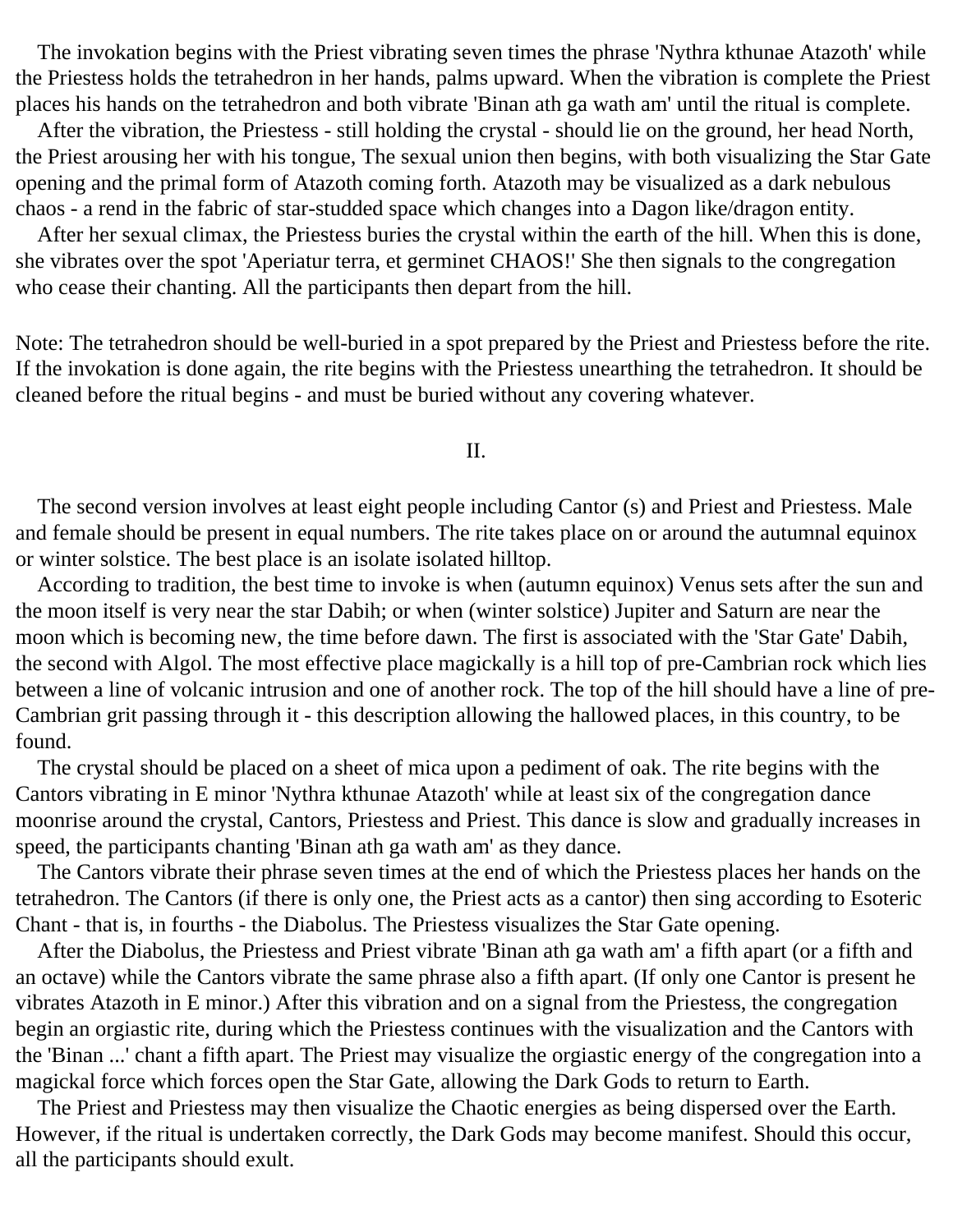The invokation begins with the Priest vibrating seven times the phrase 'Nythra kthunae Atazoth' while the Priestess holds the tetrahedron in her hands, palms upward. When the vibration is complete the Priest places his hands on the tetrahedron and both vibrate 'Binan ath ga wath am' until the ritual is complete.

After the vibration, the Priestess - still holding the crystal - should lie on the ground, her head North, the Priest arousing her with his tongue, The sexual union then begins, with both visualizing the Star Gate opening and the primal form of Atazoth coming forth. Atazoth may be visualized as a dark nebulous chaos - a rend in the fabric of star-studded space which changes into a Dagon like/dragon entity.

After her sexual climax, the Priestess buries the crystal within the earth of the hill. When this is done, she vibrates over the spot 'Aperiatur terra, et germinet CHAOS!' She then signals to the congregation who cease their chanting. All the participants then depart from the hill.

Note: The tetrahedron should be well-buried in a spot prepared by the Priest and Priestess before the rite. If the invokation is done again, the rite begins with the Priestess unearthing the tetrahedron. It should be cleaned before the ritual begins - and must be buried without any covering whatever.

II.

The second version involves at least eight people including Cantor (s) and Priest and Priestess. Male and female should be present in equal numbers. The rite takes place on or around the autumnal equinox or winter solstice. The best place is an isolate isolated hilltop.

According to tradition, the best time to invoke is when (autumn equinox) Venus sets after the sun and the moon itself is very near the star Dabih; or when (winter solstice) Jupiter and Saturn are near the moon which is becoming new, the time before dawn. The first is associated with the 'Star Gate' Dabih, the second with Algol. The most effective place magickally is a hill top of pre-Cambrian rock which lies between a line of volcanic intrusion and one of another rock. The top of the hill should have a line of pre-Cambrian grit passing through it - this description allowing the hallowed places, in this country, to be found.

The crystal should be placed on a sheet of mica upon a pediment of oak. The rite begins with the Cantors vibrating in E minor 'Nythra kthunae Atazoth' while at least six of the congregation dance moonrise around the crystal, Cantors, Priestess and Priest. This dance is slow and gradually increases in speed, the participants chanting 'Binan ath ga wath am' as they dance.

The Cantors vibrate their phrase seven times at the end of which the Priestess places her hands on the tetrahedron. The Cantors (if there is only one, the Priest acts as a cantor) then sing according to Esoteric Chant - that is, in fourths - the Diabolus. The Priestess visualizes the Star Gate opening.

After the Diabolus, the Priestess and Priest vibrate 'Binan ath ga wath am' a fifth apart (or a fifth and an octave) while the Cantors vibrate the same phrase also a fifth apart. (If only one Cantor is present he vibrates Atazoth in E minor.) After this vibration and on a signal from the Priestess, the congregation begin an orgiastic rite, during which the Priestess continues with the visualization and the Cantors with the 'Binan ...' chant a fifth apart. The Priest may visualize the orgiastic energy of the congregation into a magickal force which forces open the Star Gate, allowing the Dark Gods to return to Earth.

The Priest and Priestess may then visualize the Chaotic energies as being dispersed over the Earth. However, if the ritual is undertaken correctly, the Dark Gods may become manifest. Should this occur, all the participants should exult.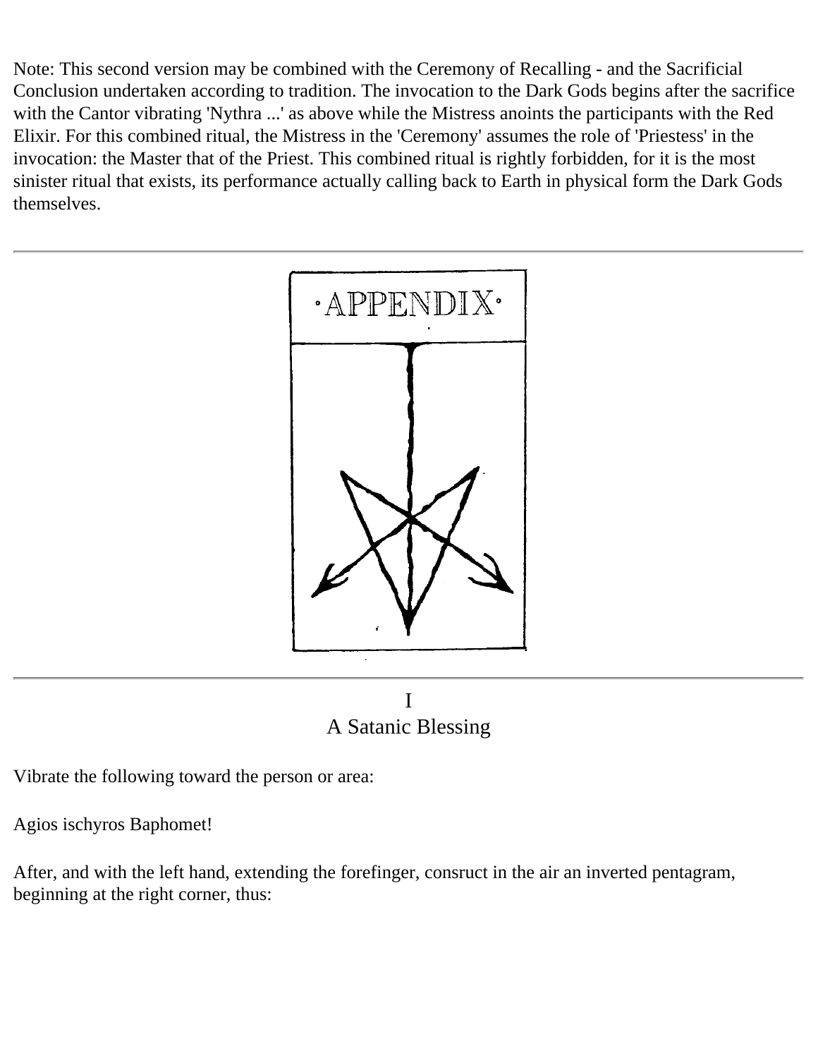Note: This second version may be combined with the Ceremony of Recalling - and the Sacrificial Conclusion undertaken according to tradition. The invocation to the Dark Gods begins after the sacrifice with the Cantor vibrating 'Nythra ...' as above while the Mistress anoints the participants with the Red Elixir. For this combined ritual, the Mistress in the 'Ceremony' assumes the role of 'Priestess' in the invocation: the Master that of the Priest. This combined ritual is rightly forbidden, for it is the most sinister ritual that exists, its performance actually calling back to Earth in physical form the Dark Gods themselves.

---

·APPENDIX·

---

## I
## A Satanic Blessing

Vibrate the following toward the person or area:

Agios ischyros Baphomet!

After, and with the left hand, extending the forefinger, consruct in the air an inverted pentagram, beginning at the right corner, thus: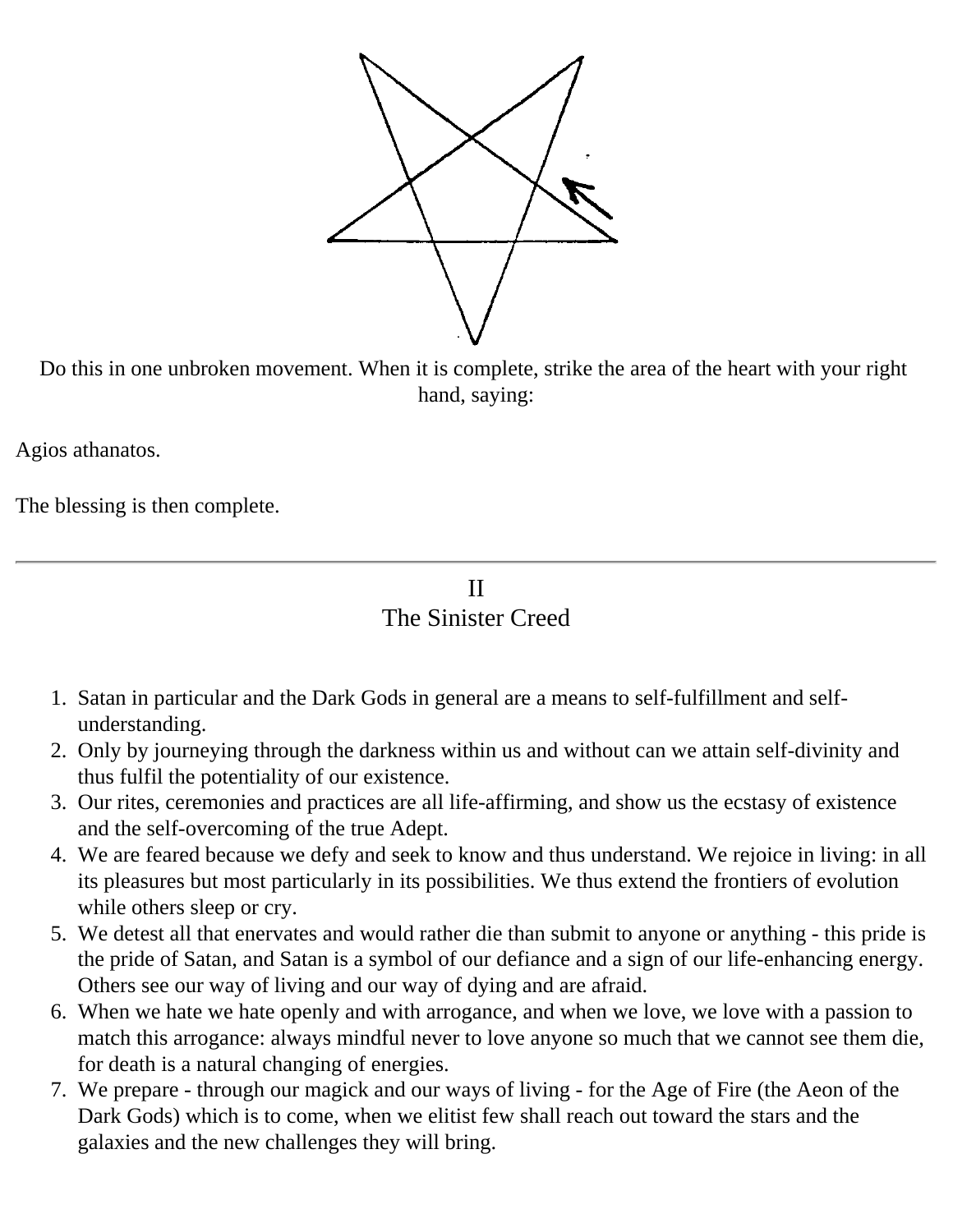Do this in one unbroken movement. When it is complete, strike the area of the heart with your right hand, saying:

Agios athanatos.

The blessing is then complete.

---

## II
## The Sinister Creed

1. Satan in particular and the Dark Gods in general are a means to self-fulfillment and self-understanding.
2. Only by journeying through the darkness within us and without can we attain self-divinity and thus fulfil the potentiality of our existence.
3. Our rites, ceremonies and practices are all life-affirming, and show us the ecstasy of existence and the self-overcoming of the true Adept.
4. We are feared because we defy and seek to know and thus understand. We rejoice in living: in all its pleasures but most particularly in its possibilities. We thus extend the frontiers of evolution while others sleep or cry.
5. We detest all that enervates and would rather die than submit to anyone or anything - this pride is the pride of Satan, and Satan is a symbol of our defiance and a sign of our life-enhancing energy. Others see our way of living and our way of dying and are afraid.
6. When we hate we hate openly and with arrogance, and when we love, we love with a passion to match this arrogance: always mindful never to love anyone so much that we cannot see them die, for death is a natural changing of energies.
7. We prepare - through our magick and our ways of living - for the Age of Fire (the Aeon of the Dark Gods) which is to come, when we elitist few shall reach out toward the stars and the galaxies and the new challenges they will bring.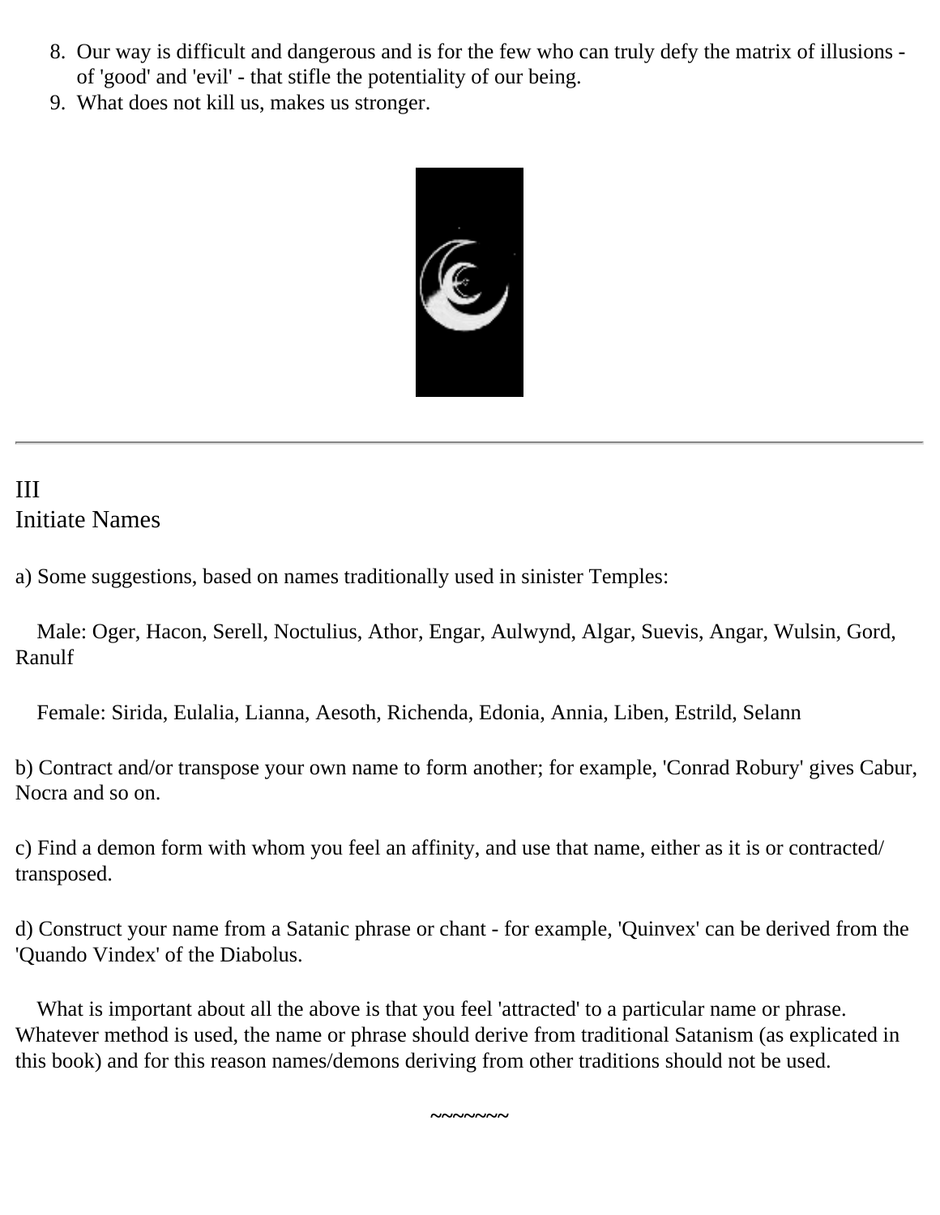8. Our way is difficult and dangerous and is for the few who can truly defy the matrix of illusions - of 'good' and 'evil' - that stifle the potentiality of our being.
9. What does not kill us, makes us stronger.

---

## III
## Initiate Names

a) Some suggestions, based on names traditionally used in sinister Temples:

Male: Oger, Hacon, Serell, Noctulius, Athor, Engar, Aulwynd, Algar, Suevis, Angar, Wulsin, Gord, Ranulf

Female: Sirida, Eulalia, Lianna, Aesoth, Richenda, Edonia, Annia, Liben, Estrild, Selann

b) Contract and/or transpose your own name to form another; for example, 'Conrad Robury' gives Cabur, Nocra and so on.

c) Find a demon form with whom you feel an affinity, and use that name, either as it is or contracted/ transposed.

d) Construct your name from a Satanic phrase or chant - for example, 'Quinvex' can be derived from the 'Quando Vindex' of the Diabolus.

What is important about all the above is that you feel 'attracted' to a particular name or phrase. Whatever method is used, the name or phrase should derive from traditional Satanism (as explicated in this book) and for this reason names/demons deriving from other traditions should not be used.

~~~~~~~